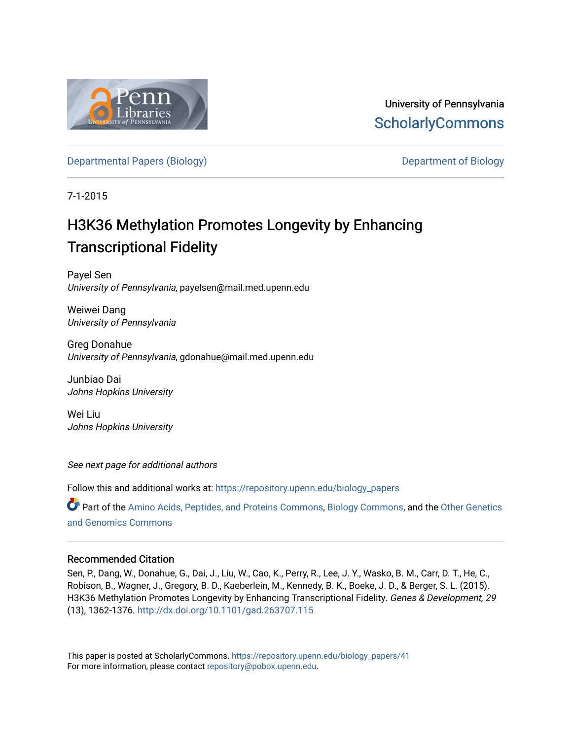University of Pennsylvania
ScholarlyCommons

Departmental Papers (Biology) | Department of Biology

7-1-2015

# H3K36 Methylation Promotes Longevity by Enhancing Transcriptional Fidelity

Payel Sen
*University of Pennsylvania*, payelsen@mail.med.upenn.edu

Weiwei Dang
*University of Pennsylvania*

Greg Donahue
*University of Pennsylvania*, gdonahue@mail.med.upenn.edu

Junbiao Dai
*Johns Hopkins University*

Wei Liu
*Johns Hopkins University*

*See next page for additional authors*

Follow this and additional works at: https://repository.upenn.edu/biology_papers

Part of the Amino Acids, Peptides, and Proteins Commons, Biology Commons, and the Other Genetics and Genomics Commons

## Recommended Citation

Sen, P., Dang, W., Donahue, G., Dai, J., Liu, W., Cao, K., Perry, R., Lee, J. Y., Wasko, B. M., Carr, D. T., He, C., Robison, B., Wagner, J., Gregory, B. D., Kaeberlein, M., Kennedy, B. K., Boeke, J. D., & Berger, S. L. (2015). H3K36 Methylation Promotes Longevity by Enhancing Transcriptional Fidelity. *Genes & Development, 29* (13), 1362-1376. http://dx.doi.org/10.1101/gad.263707.115

This paper is posted at ScholarlyCommons. https://repository.upenn.edu/biology_papers/41
For more information, please contact repository@pobox.upenn.edu.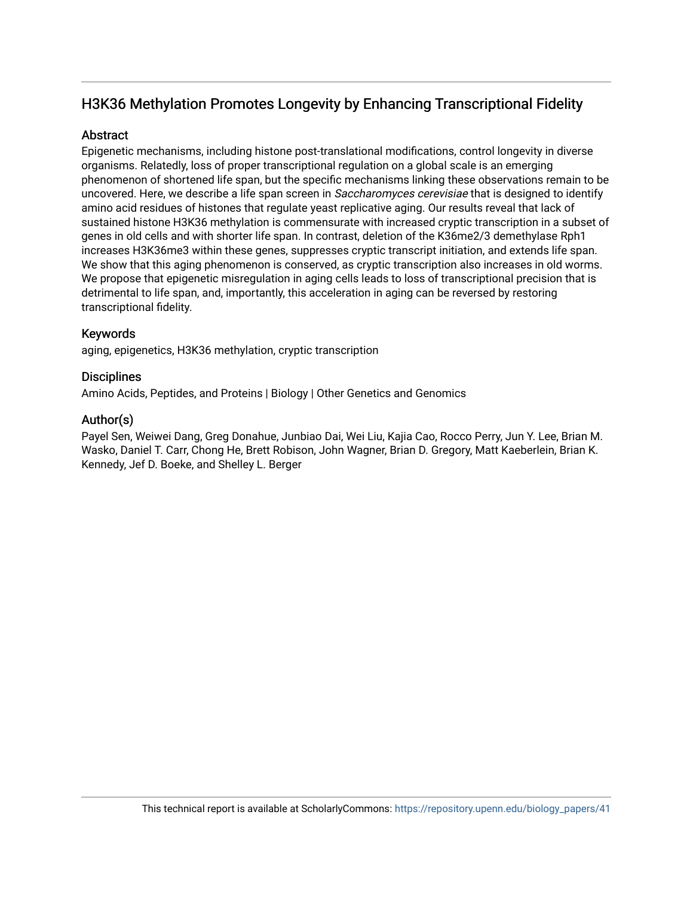## H3K36 Methylation Promotes Longevity by Enhancing Transcriptional Fidelity

### Abstract

Epigenetic mechanisms, including histone post-translational modifications, control longevity in diverse organisms. Relatedly, loss of proper transcriptional regulation on a global scale is an emerging phenomenon of shortened life span, but the specific mechanisms linking these observations remain to be uncovered. Here, we describe a life span screen in *Saccharomyces cerevisiae* that is designed to identify amino acid residues of histones that regulate yeast replicative aging. Our results reveal that lack of sustained histone H3K36 methylation is commensurate with increased cryptic transcription in a subset of genes in old cells and with shorter life span. In contrast, deletion of the K36me2/3 demethylase Rph1 increases H3K36me3 within these genes, suppresses cryptic transcript initiation, and extends life span. We show that this aging phenomenon is conserved, as cryptic transcription also increases in old worms. We propose that epigenetic misregulation in aging cells leads to loss of transcriptional precision that is detrimental to life span, and, importantly, this acceleration in aging can be reversed by restoring transcriptional fidelity.

### Keywords

aging, epigenetics, H3K36 methylation, cryptic transcription

### Disciplines

Amino Acids, Peptides, and Proteins | Biology | Other Genetics and Genomics

### Author(s)

Payel Sen, Weiwei Dang, Greg Donahue, Junbiao Dai, Wei Liu, Kajia Cao, Rocco Perry, Jun Y. Lee, Brian M. Wasko, Daniel T. Carr, Chong He, Brett Robison, John Wagner, Brian D. Gregory, Matt Kaeberlein, Brian K. Kennedy, Jef D. Boeke, and Shelley L. Berger

This technical report is available at ScholarlyCommons: https://repository.upenn.edu/biology_papers/41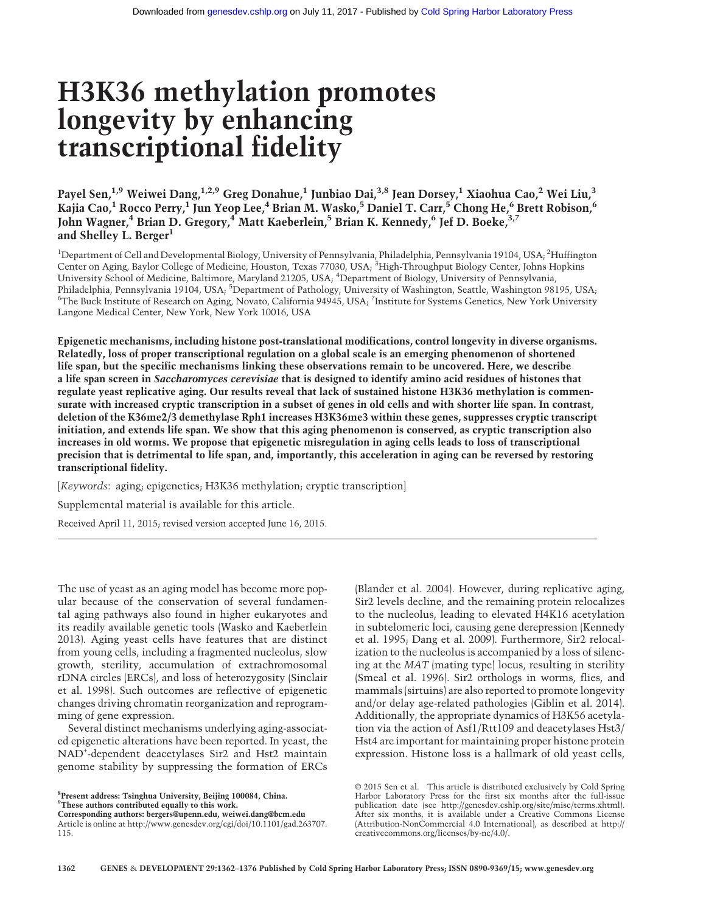# H3K36 methylation promotes longevity by enhancing transcriptional fidelity

Payel Sen,[1,9] Weiwei Dang,[1,2,9] Greg Donahue,[1] Junbiao Dai,[3,8] Jean Dorsey,[1] Xiaohua Cao,[2] Wei Liu,[3] Kajia Cao,[1] Rocco Perry,[1] Jun Yeop Lee,[4] Brian M. Wasko,[5] Daniel T. Carr,[5] Chong He,[6] Brett Robison,[6] John Wagner,[4] Brian D. Gregory,[4] Matt Kaeberlein,[5] Brian K. Kennedy,[6] Jef D. Boeke,[3,7] and Shelley L. Berger[1]

[1]Department of Cell and Developmental Biology, University of Pennsylvania, Philadelphia, Pennsylvania 19104, USA; [2]Huffington Center on Aging, Baylor College of Medicine, Houston, Texas 77030, USA; [3]High-Throughput Biology Center, Johns Hopkins University School of Medicine, Baltimore, Maryland 21205, USA; [4]Department of Biology, University of Pennsylvania, Philadelphia, Pennsylvania 19104, USA; [5]Department of Pathology, University of Washington, Seattle, Washington 98195, USA; [6]The Buck Institute of Research on Aging, Novato, California 94945, USA; [7]Institute for Systems Genetics, New York University Langone Medical Center, New York, New York 10016, USA

**Epigenetic mechanisms, including histone post-translational modifications, control longevity in diverse organisms. Relatedly, loss of proper transcriptional regulation on a global scale is an emerging phenomenon of shortened life span, but the specific mechanisms linking these observations remain to be uncovered. Here, we describe a life span screen in *Saccharomyces cerevisiae* that is designed to identify amino acid residues of histones that regulate yeast replicative aging. Our results reveal that lack of sustained histone H3K36 methylation is commensurate with increased cryptic transcription in a subset of genes in old cells and with shorter life span. In contrast, deletion of the K36me2/3 demethylase Rph1 increases H3K36me3 within these genes, suppresses cryptic transcript initiation, and extends life span. We show that this aging phenomenon is conserved, as cryptic transcription also increases in old worms. We propose that epigenetic misregulation in aging cells leads to loss of transcriptional precision that is detrimental to life span, and, importantly, this acceleration in aging can be reversed by restoring transcriptional fidelity.**

[*Keywords*: aging; epigenetics; H3K36 methylation; cryptic transcription]

Supplemental material is available for this article.

Received April 11, 2015; revised version accepted June 16, 2015.

---

The use of yeast as an aging model has become more popular because of the conservation of several fundamental aging pathways also found in higher eukaryotes and its readily available genetic tools (Wasko and Kaeberlein 2013). Aging yeast cells have features that are distinct from young cells, including a fragmented nucleolus, slow growth, sterility, accumulation of extrachromosomal rDNA circles (ERCs), and loss of heterozygosity (Sinclair et al. 1998). Such outcomes are reflective of epigenetic changes driving chromatin reorganization and reprogramming of gene expression.

Several distinct mechanisms underlying aging-associated epigenetic alterations have been reported. In yeast, the NAD+-dependent deacetylases Sir2 and Hst2 maintain genome stability by suppressing the formation of ERCs (Blander et al. 2004). However, during replicative aging, Sir2 levels decline, and the remaining protein relocalizes to the nucleolus, leading to elevated H4K16 acetylation in subtelomeric loci, causing gene derepression (Kennedy et al. 1995; Dang et al. 2009). Furthermore, Sir2 relocalization to the nucleolus is accompanied by a loss of silencing at the *MAT* (mating type) locus, resulting in sterility (Smeal et al. 1996). Sir2 orthologs in worms, flies, and mammals (sirtuins) are also reported to promote longevity and/or delay age-related pathologies (Giblin et al. 2014). Additionally, the appropriate dynamics of H3K56 acetylation via the action of Asf1/Rtt109 and deacetylases Hst3/Hst4 are important for maintaining proper histone protein expression. Histone loss is a hallmark of old yeast cells,

[8]Present address: Tsinghua University, Beijing 100084, China.
[9]These authors contributed equally to this work.
Corresponding authors: bergers@upenn.edu, weiwei.dang@bcm.edu
Article is online at http://www.genesdev.org/cgi/doi/10.1101/gad.263707.115.

© 2015 Sen et al. This article is distributed exclusively by Cold Spring Harbor Laboratory Press for the first six months after the full-issue publication date (see http://genesdev.cshlp.org/site/misc/terms.xhtml). After six months, it is available under a Creative Commons License (Attribution-NonCommercial 4.0 International), as described at http://creativecommons.org/licenses/by-nc/4.0/.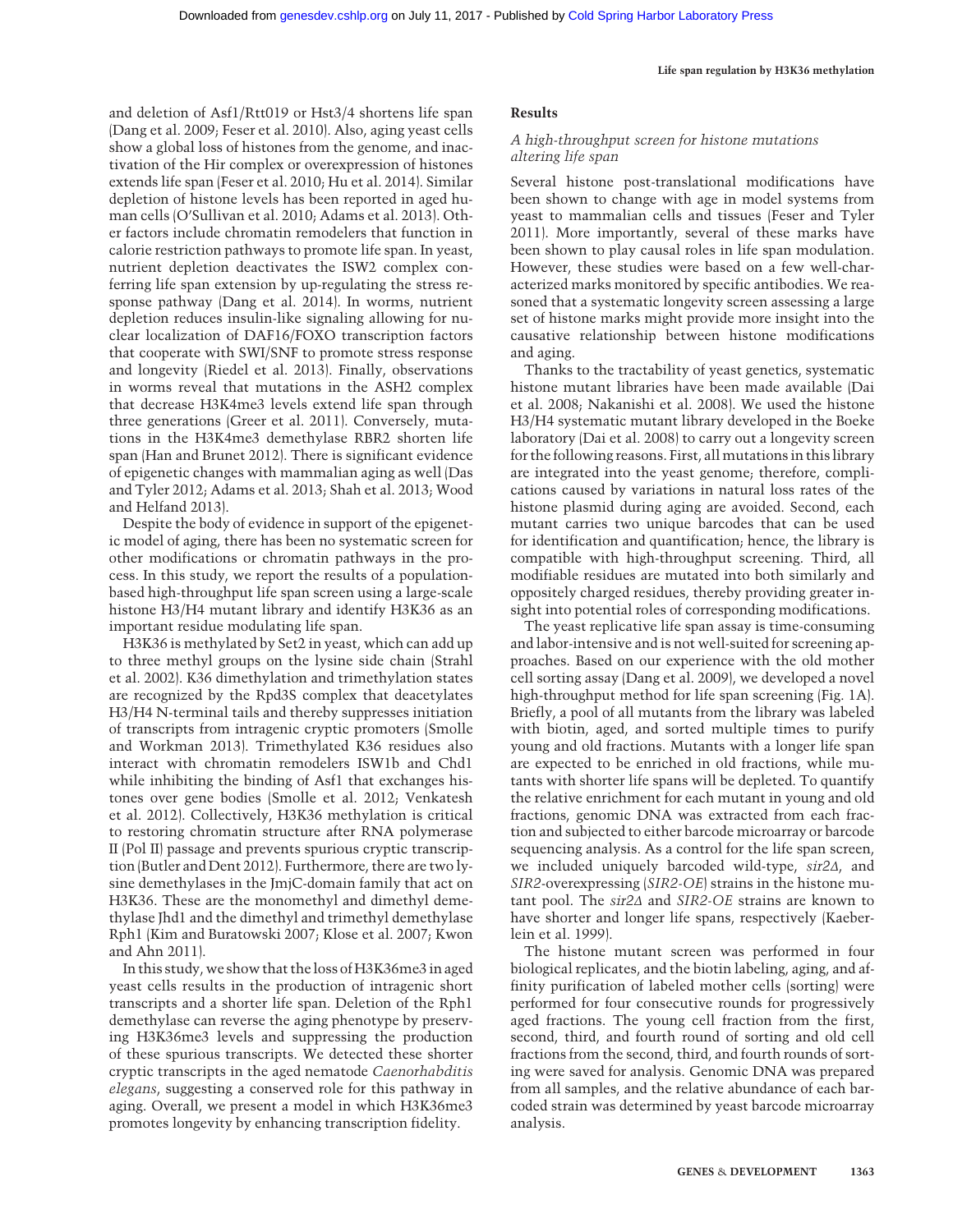and deletion of Asf1/Rtt019 or Hst3/4 shortens life span (Dang et al. 2009; Feser et al. 2010). Also, aging yeast cells show a global loss of histones from the genome, and inactivation of the Hir complex or overexpression of histones extends life span (Feser et al. 2010; Hu et al. 2014). Similar depletion of histone levels has been reported in aged human cells (O'Sullivan et al. 2010; Adams et al. 2013). Other factors include chromatin remodelers that function in calorie restriction pathways to promote life span. In yeast, nutrient depletion deactivates the ISW2 complex conferring life span extension by up-regulating the stress response pathway (Dang et al. 2014). In worms, nutrient depletion reduces insulin-like signaling allowing for nuclear localization of DAF16/FOXO transcription factors that cooperate with SWI/SNF to promote stress response and longevity (Riedel et al. 2013). Finally, observations in worms reveal that mutations in the ASH2 complex that decrease H3K4me3 levels extend life span through three generations (Greer et al. 2011). Conversely, mutations in the H3K4me3 demethylase RBR2 shorten life span (Han and Brunet 2012). There is significant evidence of epigenetic changes with mammalian aging as well (Das and Tyler 2012; Adams et al. 2013; Shah et al. 2013; Wood and Helfand 2013).

Despite the body of evidence in support of the epigenetic model of aging, there has been no systematic screen for other modifications or chromatin pathways in the process. In this study, we report the results of a population-based high-throughput life span screen using a large-scale histone H3/H4 mutant library and identify H3K36 as an important residue modulating life span.

H3K36 is methylated by Set2 in yeast, which can add up to three methyl groups on the lysine side chain (Strahl et al. 2002). K36 dimethylation and trimethylation states are recognized by the Rpd3S complex that deacetylates H3/H4 N-terminal tails and thereby suppresses initiation of transcripts from intragenic cryptic promoters (Smolle and Workman 2013). Trimethylated K36 residues also interact with chromatin remodelers ISW1b and Chd1 while inhibiting the binding of Asf1 that exchanges histones over gene bodies (Smolle et al. 2012; Venkatesh et al. 2012). Collectively, H3K36 methylation is critical to restoring chromatin structure after RNA polymerase II (Pol II) passage and prevents spurious cryptic transcription (Butler and Dent 2012). Furthermore, there are two lysine demethylases in the JmjC-domain family that act on H3K36. These are the monomethyl and dimethyl demethylase Jhd1 and the dimethyl and trimethyl demethylase Rph1 (Kim and Buratowski 2007; Klose et al. 2007; Kwon and Ahn 2011).

In this study, we show that the loss of H3K36me3 in aged yeast cells results in the production of intragenic short transcripts and a shorter life span. Deletion of the Rph1 demethylase can reverse the aging phenotype by preserving H3K36me3 levels and suppressing the production of these spurious transcripts. We detected these shorter cryptic transcripts in the aged nematode *Caenorhabditis elegans*, suggesting a conserved role for this pathway in aging. Overall, we present a model in which H3K36me3 promotes longevity by enhancing transcription fidelity.

## Results

### *A high-throughput screen for histone mutations altering life span*

Several histone post-translational modifications have been shown to change with age in model systems from yeast to mammalian cells and tissues (Feser and Tyler 2011). More importantly, several of these marks have been shown to play causal roles in life span modulation. However, these studies were based on a few well-characterized marks monitored by specific antibodies. We reasoned that a systematic longevity screen assessing a large set of histone marks might provide more insight into the causative relationship between histone modifications and aging.

Thanks to the tractability of yeast genetics, systematic histone mutant libraries have been made available (Dai et al. 2008; Nakanishi et al. 2008). We used the histone H3/H4 systematic mutant library developed in the Boeke laboratory (Dai et al. 2008) to carry out a longevity screen for the following reasons. First, all mutations in this library are integrated into the yeast genome; therefore, complications caused by variations in natural loss rates of the histone plasmid during aging are avoided. Second, each mutant carries two unique barcodes that can be used for identification and quantification; hence, the library is compatible with high-throughput screening. Third, all modifiable residues are mutated into both similarly and oppositely charged residues, thereby providing greater insight into potential roles of corresponding modifications.

The yeast replicative life span assay is time-consuming and labor-intensive and is not well-suited for screening approaches. Based on our experience with the old mother cell sorting assay (Dang et al. 2009), we developed a novel high-throughput method for life span screening (Fig. 1A). Briefly, a pool of all mutants from the library was labeled with biotin, aged, and sorted multiple times to purify young and old fractions. Mutants with a longer life span are expected to be enriched in old fractions, while mutants with shorter life spans will be depleted. To quantify the relative enrichment for each mutant in young and old fractions, genomic DNA was extracted from each fraction and subjected to either barcode microarray or barcode sequencing analysis. As a control for the life span screen, we included uniquely barcoded wild-type, *sir2Δ*, and *SIR2*-overexpressing (*SIR2-OE*) strains in the histone mutant pool. The *sir2Δ* and *SIR2-OE* strains are known to have shorter and longer life spans, respectively (Kaeberlein et al. 1999).

The histone mutant screen was performed in four biological replicates, and the biotin labeling, aging, and affinity purification of labeled mother cells (sorting) were performed for four consecutive rounds for progressively aged fractions. The young cell fraction from the first, second, third, and fourth round of sorting and old cell fractions from the second, third, and fourth rounds of sorting were saved for analysis. Genomic DNA was prepared from all samples, and the relative abundance of each barcoded strain was determined by yeast barcode microarray analysis.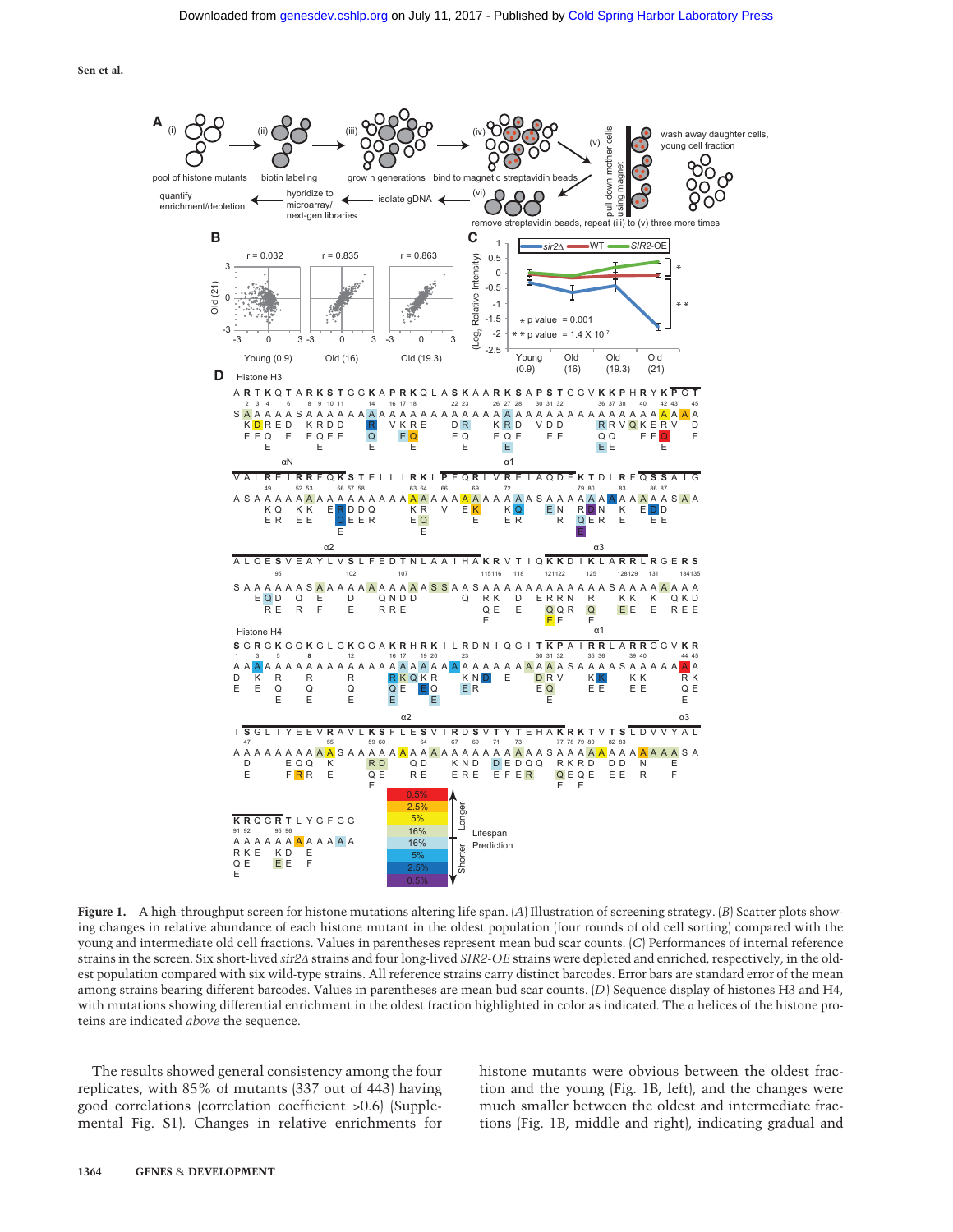**Figure 1.** A high-throughput screen for histone mutations altering life span. (*A*) Illustration of screening strategy. (*B*) Scatter plots showing changes in relative abundance of each histone mutant in the oldest population (four rounds of old cell sorting) compared with the young and intermediate old cell fractions. Values in parentheses represent mean bud scar counts. (*C*) Performances of internal reference strains in the screen. Six short-lived *sir2Δ* strains and four long-lived *SIR2-OE* strains were depleted and enriched, respectively, in the oldest population compared with six wild-type strains. All reference strains carry distinct barcodes. Error bars are standard error of the mean among strains bearing different barcodes. Values in parentheses are mean bud scar counts. (*D*) Sequence display of histones H3 and H4, with mutations showing differential enrichment in the oldest fraction highlighted in color as indicated. The α helices of the histone proteins are indicated *above* the sequence.

The results showed general consistency among the four replicates, with 85% of mutants (337 out of 443) having good correlations (correlation coefficient >0.6) (Supplemental Fig. S1). Changes in relative enrichments for histone mutants were obvious between the oldest fraction and the young (Fig. 1B, left), and the changes were much smaller between the oldest and intermediate old fractions (Fig. 1B, middle and right), indicating gradual and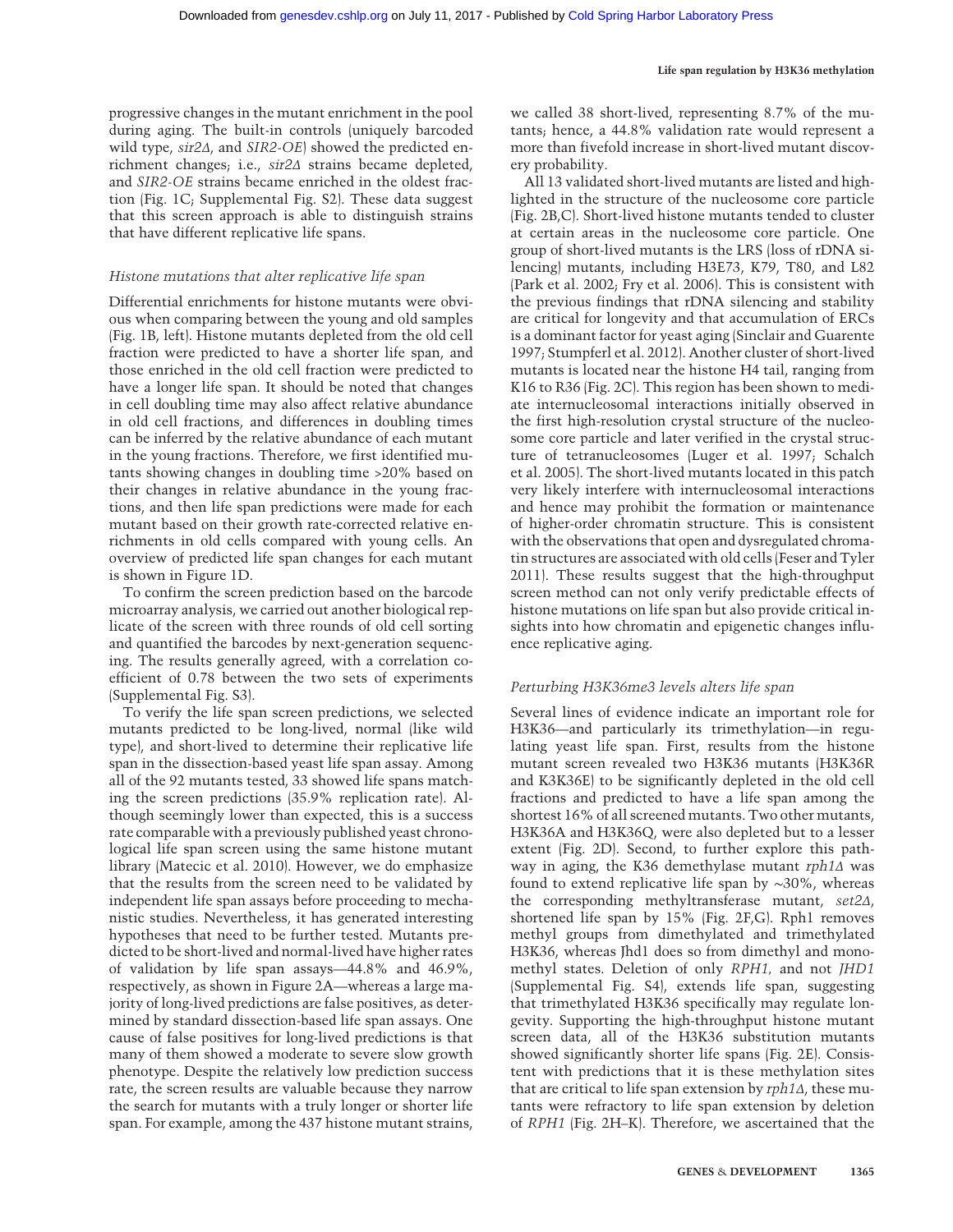progressive changes in the mutant enrichment in the pool during aging. The built-in controls (uniquely barcoded wild type, *sir2Δ*, and *SIR2-OE*) showed the predicted enrichment changes; i.e., *sir2Δ* strains became depleted, and *SIR2-OE* strains became enriched in the oldest fraction (Fig. 1C; Supplemental Fig. S2). These data suggest that this screen approach is able to distinguish strains that have different replicative life spans.

### *Histone mutations that alter replicative life span*

Differential enrichments for histone mutants were obvious when comparing between the young and old samples (Fig. 1B, left). Histone mutants depleted from the old cell fraction were predicted to have a shorter life span, and those enriched in the old cell fraction were predicted to have a longer life span. It should be noted that changes in cell doubling time may also affect relative abundance in old cell fractions, and differences in doubling times can be inferred by the relative abundance of each mutant in the young fractions. Therefore, we first identified mutants showing changes in doubling time >20% based on their changes in relative abundance in the young fractions, and then life span predictions were made for each mutant based on their growth rate-corrected relative enrichments in old cells compared with young cells. An overview of predicted life span changes for each mutant is shown in Figure 1D.

To confirm the screen prediction based on the barcode microarray analysis, we carried out another biological replicate of the screen with three rounds of old cell sorting and quantified the barcodes by next-generation sequencing. The results generally agreed, with a correlation coefficient of 0.78 between the two sets of experiments (Supplemental Fig. S3).

To verify the life span screen predictions, we selected mutants predicted to be long-lived, normal (like wild type), and short-lived to determine their replicative life span in the dissection-based yeast life span assay. Among all of the 92 mutants tested, 33 showed life spans matching the screen predictions (35.9% replication rate). Although seemingly lower than expected, this is a success rate comparable with a previously published yeast chronological life span screen using the same histone mutant library (Matecic et al. 2010). However, we do emphasize that the results from the screen need to be validated by independent life span assays before proceeding to mechanistic studies. Nevertheless, it has generated interesting hypotheses that need to be further tested. Mutants predicted to be short-lived and normal-lived have higher rates of validation by life span assays—44.8% and 46.9%, respectively, as shown in Figure 2A—whereas a large majority of long-lived predictions are false positives, as determined by standard dissection-based life span assays. One cause of false positives for long-lived predictions is that many of them showed a moderate to severe slow growth phenotype. Despite the relatively low prediction success rate, the screen results are valuable because they narrow the search for mutants with a truly longer or shorter life span. For example, among the 437 histone mutant strains, we called 38 short-lived, representing 8.7% of the mutants; hence, a 44.8% validation rate would represent a more than fivefold increase in short-lived mutant discovery probability.

All 13 validated short-lived mutants are listed and highlighted in the structure of the nucleosome core particle (Fig. 2B,C). Short-lived histone mutants tended to cluster at certain areas in the nucleosome core particle. One group of short-lived mutants is the LRS (loss of rDNA silencing) mutants, including H3E73, K79, T80, and L82 (Park et al. 2002; Fry et al. 2006). This is consistent with the previous findings that rDNA silencing and stability are critical for longevity and that accumulation of ERCs is a dominant factor for yeast aging (Sinclair and Guarente 1997; Stumpferl et al. 2012). Another cluster of short-lived mutants is located near the histone H4 tail, ranging from K16 to R36 (Fig. 2C). This region has been shown to mediate internucleosomal interactions initially observed in the first high-resolution crystal structure of the nucleosome core particle and later verified in the crystal structure of tetranucleosomes (Luger et al. 1997; Schalch et al. 2005). The short-lived mutants located in this patch very likely interfere with internucleosomal interactions and hence may prohibit the formation or maintenance of higher-order chromatin structure. This is consistent with the observations that open and dysregulated chromatin structures are associated with old cells (Feser and Tyler 2011). These results suggest that the high-throughput screen method can not only verify predictable effects of histone mutations on life span but also provide critical insights into how chromatin and epigenetic changes influence replicative aging.

### *Perturbing H3K36me3 levels alters life span*

Several lines of evidence indicate an important role for H3K36—and particularly its trimethylation—in regulating yeast life span. First, results from the histone mutant screen revealed two H3K36 mutants (H3K36R and K3K36E) to be significantly depleted in the old cell fractions and predicted to have a life span among the shortest 16% of all screened mutants. Two other mutants, H3K36A and H3K36Q, were also depleted but to a lesser extent (Fig. 2D). Second, to further explore this pathway in aging, the K36 demethylase mutant *rph1Δ* was found to extend replicative life span by ∼30%, whereas the corresponding methyltransferase mutant, *set2Δ*, shortened life span by 15% (Fig. 2F,G). Rph1 removes methyl groups from dimethylated and trimethylated H3K36, whereas Jhd1 does so from dimethyl and monomethyl states. Deletion of only *RPH1*, and not *JHD1* (Supplemental Fig. S4), extends life span, suggesting that trimethylated H3K36 specifically may regulate longevity. Supporting the high-throughput histone mutant screen data, all of the H3K36 substitution mutants showed significantly shorter life spans (Fig. 2E). Consistent with predictions that it is these methylation sites that are critical to life span extension by *rph1Δ*, these mutants were refractory to life span extension by deletion of *RPH1* (Fig. 2H–K). Therefore, we ascertained that the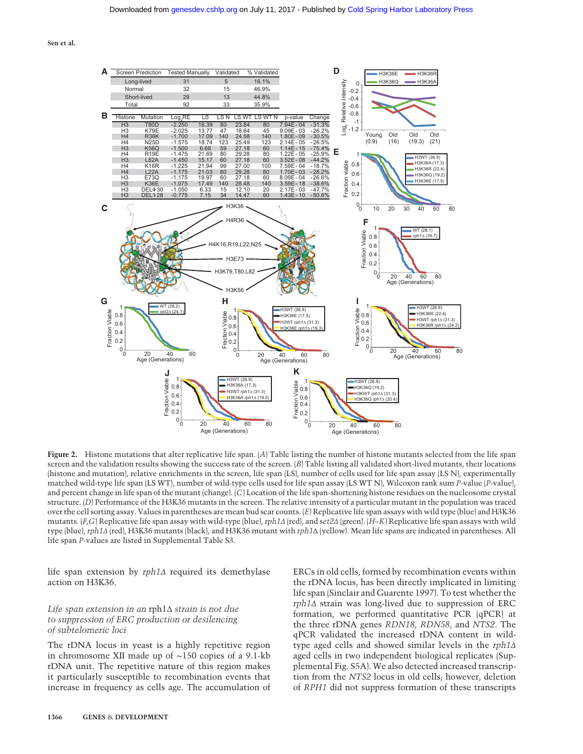| Screen Prediction | Tested Manually | Validated | % Validated |
|---|---|---|---|
| Long-lived | 31 | 5 | 16.1% |
| Normal | 32 | 15 | 46.9% |
| Short-lived | 29 | 13 | 44.8% |
| Total | 92 | 33 | 35.9% |

| Histone | Mutation | $Log_2$RE | LS | LS N | LS WT | LS WT N | p-value | Change |
|---|---|---|---|---|---|---|---|---|
| H3 | T80D | -2.250 | 16.39 | 80 | 23.84 | 80 | 7.94E-04 | -31.3% |
| H3 | K79E | -2.025 | 13.77 | 47 | 18.64 | 45 | 9.09E-03 | -26.2% |
| H4 | R36K | -1.700 | 17.09 | 140 | 24.58 | 140 | 1.80E-09 | -30.5% |
| H4 | N25D | -1.575 | 18.74 | 123 | 25.49 | 123 | 2.14E-05 | -26.5% |
| H3 | K56Q | -1.500 | 6.68 | 59 | 27.18 | 60 | 1.14E-15 | -75.4% |
| H4 | R19E | -1.475 | 21.69 | 80 | 29.28 | 80 | 1.22E-05 | -25.9% |
| H3 | L82A | -1.450 | 15.17 | 60 | 27.18 | 60 | 3.52E-08 | -44.2% |
| H4 | K16R | -1.225 | 21.94 | 99 | 27.00 | 100 | 7.59E-04 | -18.7% |
| H4 | L22A | -1.175 | 21.03 | 80 | 29.28 | 80 | 1.70E-03 | -28.2% |
| H3 | E73Q | -1.175 | 19.97 | 60 | 27.18 | 60 | 8.09E-04 | -26.6% |
| H3 | K36E | -1.075 | 17.49 | 140 | 28.48 | 140 | 3.59E-18 | -38.6% |
| H3 | DEL4-30 | -1.050 | 6.33 | 15 | 12.10 | 20 | 2.17E-03 | -47.7% |
| H3 | DEL1-28 | -0.775 | 7.15 | 34 | 14.47 | 60 | 1.43E-10 | -50.6% |

**Figure 2.** Histone mutations that alter replicative life span. (*A*) Table listing the number of histone mutants selected from the life span screen and the validation results showing the success rate of the screen. (*B*) Table listing all validated short-lived mutants, their locations (histone and mutation), relative enrichments in the screen, life span (LS), number of cells used for life span assay (LS N), experimentally matched wild-type life span (LS WT), number of wild-type cells used for life span assay (LS WT N), Wilcoxon rank sum *P*-value (*P*-value), and percent change in life span of the mutant (change). (*C*) Location of the life span-shortening histone residues on the nucleosome crystal structure. (*D*) Performance of the H3K36 mutants in the screen. The relative intensity of a particular mutant in the population was traced over the cell sorting assay. Values in parentheses are mean bud scar counts. (*E*) Replicative life span assays with wild type (blue) and H3K36 mutants. (*F*,*G*) Replicative life span assay with wild-type (blue), *rph1Δ* (red), and *set2Δ* (green). (*H*–*K*) Replicative life span assays with wild type (blue), *rph1Δ* (red), H3K36 mutants (black), and H3K36 mutant with *rph1Δ* (yellow). Mean life spans are indicated in parentheses. All life span *P*-values are listed in Supplemental Table S3.

life span extension by *rph1Δ* required its demethylase action on H3K36.

### *Life span extension in an* rph1Δ *strain is not due to suppression of ERC production or desilencing of subtelomeric loci*

The rDNA locus in yeast is a highly repetitive region in chromosome XII made up of ~150 copies of a 9.1-kb rDNA unit. The repetitive nature of this region makes it particularly susceptible to recombination events that increase in frequency as cells age. The accumulation of ERCs in old cells, formed by recombination events within the rDNA locus, has been directly implicated in limiting life span (Sinclair and Guarente 1997). To test whether the *rph1Δ* strain was long-lived due to suppression of ERC formation, we performed quantitative PCR (qPCR) at the three rDNA genes *RDN18*, *RDN58*, and *NTS2*. The qPCR validated the increased rDNA content in wild-type aged cells and showed similar levels in the *rph1Δ* aged cells in two independent biological replicates (Supplemental Fig. S5A). We also detected increased transcription from the *NTS2* locus in old cells; however, deletion of *RPH1* did not suppress formation of these transcripts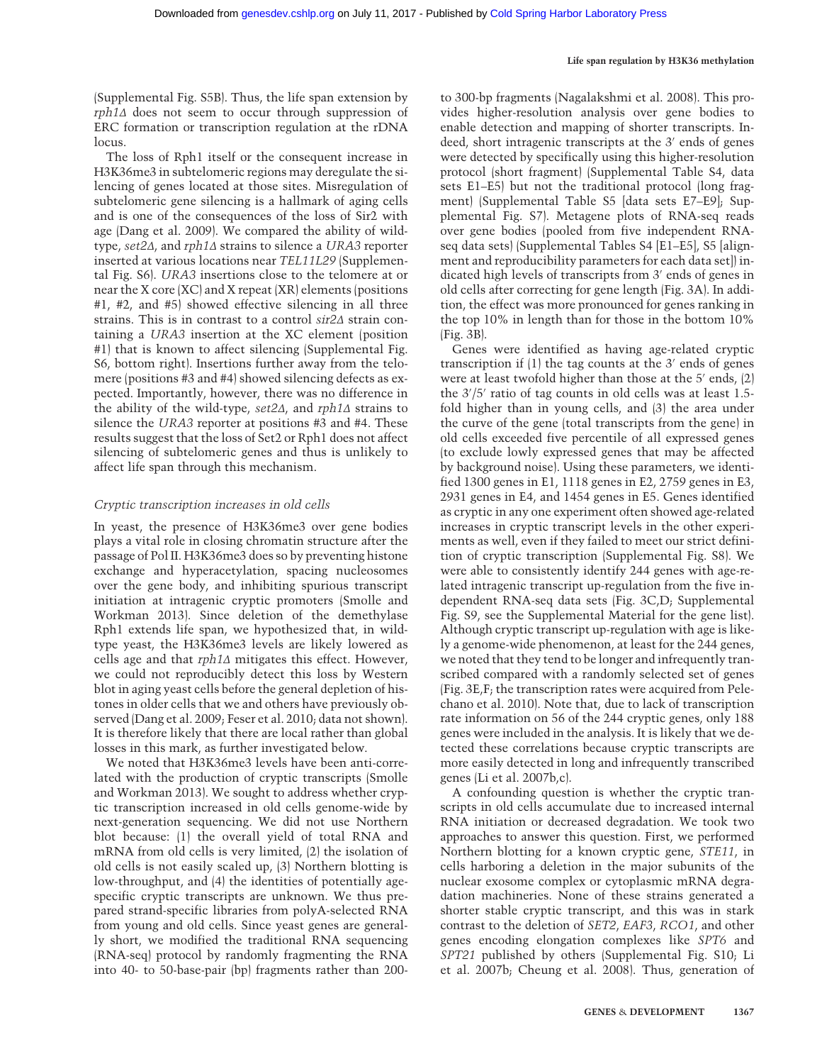(Supplemental Fig. S5B). Thus, the life span extension by *rph1Δ* does not seem to occur through suppression of ERC formation or transcription regulation at the rDNA locus.

The loss of Rph1 itself or the consequent increase in H3K36me3 in subtelomeric regions may deregulate the silencing of genes located at those sites. Misregulation of subtelomeric gene silencing is a hallmark of aging cells and is one of the consequences of the loss of Sir2 with age (Dang et al. 2009). We compared the ability of wild-type, *set2Δ*, and *rph1Δ* strains to silence a *URA3* reporter inserted at various locations near *TEL11L29* (Supplemental Fig. S6). *URA3* insertions close to the telomere at or near the X core (XC) and X repeat (XR) elements (positions #1, #2, and #5) showed effective silencing in all three strains. This is in contrast to a control *sir2Δ* strain containing a *URA3* insertion at the XC element (position #1) that is known to affect silencing (Supplemental Fig. S6, bottom right). Insertions further away from the telomere (positions #3 and #4) showed silencing defects as expected. Importantly, however, there was no difference in the ability of the wild-type, *set2Δ*, and *rph1Δ* strains to silence the *URA3* reporter at positions #3 and #4. These results suggest that the loss of Set2 or Rph1 does not affect silencing of subtelomeric genes and thus is unlikely to affect life span through this mechanism.

### *Cryptic transcription increases in old cells*

In yeast, the presence of H3K36me3 over gene bodies plays a vital role in closing chromatin structure after the passage of Pol II. H3K36me3 does so by preventing histone exchange and hyperacetylation, spacing nucleosomes over the gene body, and inhibiting spurious transcript initiation at intragenic cryptic promoters (Smolle and Workman 2013). Since deletion of the demethylase Rph1 extends life span, we hypothesized that, in wild-type yeast, the H3K36me3 levels are likely lowered as cells age and that *rph1Δ* mitigates this effect. However, we could not reproducibly detect this loss by Western blot in aging yeast cells before the general depletion of histones in older cells that we and others have previously observed (Dang et al. 2009; Feser et al. 2010; data not shown). It is therefore likely that there are local rather than global losses in this mark, as further investigated below.

We noted that H3K36me3 levels have been anti-correlated with the production of cryptic transcripts (Smolle and Workman 2013). We sought to address whether cryptic transcription increased in old cells genome-wide by next-generation sequencing. We did not use Northern blot because: (1) the overall yield of total RNA and mRNA from old cells is very limited, (2) the isolation of old cells is not easily scaled up, (3) Northern blotting is low-throughput, and (4) the identities of potentially age-specific cryptic transcripts are unknown. We thus prepared strand-specific libraries from polyA-selected RNA from young and old cells. Since yeast genes are generally short, we modified the traditional RNA sequencing (RNA-seq) protocol by randomly fragmenting the RNA into 40- to 50-base-pair (bp) fragments rather than 200- to 300-bp fragments (Nagalakshmi et al. 2008). This provides higher-resolution analysis over gene bodies to enable detection and mapping of shorter transcripts. Indeed, short intragenic transcripts at the 3′ ends of genes were detected by specifically using this higher-resolution protocol (short fragment) (Supplemental Table S4, data sets E1–E5) but not the traditional protocol (long fragment) (Supplemental Table S5 [data sets E7–E9]; Supplemental Fig. S7). Metagene plots of RNA-seq reads over gene bodies (pooled from five independent RNA-seq data sets) (Supplemental Tables S4 [E1–E5], S5 [alignment and reproducibility parameters for each data set]) indicated high levels of transcripts from 3′ ends of genes in old cells after correcting for gene length (Fig. 3A). In addition, the effect was more pronounced for genes ranking in the top 10% in length than for those in the bottom 10% (Fig. 3B).

Genes were identified as having age-related cryptic transcription if (1) the tag counts at the 3′ ends of genes were at least twofold higher than those at the 5′ ends, (2) the 3′/5′ ratio of tag counts in old cells was at least 1.5-fold higher than in young cells, and (3) the area under the curve of the gene (total transcripts from the gene) in old cells exceeded five percentile of all expressed genes (to exclude lowly expressed genes that may be affected by background noise). Using these parameters, we identified 1300 genes in E1, 1118 genes in E2, 2759 genes in E3, 2931 genes in E4, and 1454 genes in E5. Genes identified as cryptic in any one experiment often showed age-related increases in cryptic transcript levels in the other experiments as well, even if they failed to meet our strict definition of cryptic transcription (Supplemental Fig. S8). We were able to consistently identify 244 genes with age-related intragenic transcript up-regulation from the five independent RNA-seq data sets (Fig. 3C,D; Supplemental Fig. S9, see the Supplemental Material for the gene list). Although cryptic transcript up-regulation with age is likely a genome-wide phenomenon, at least for the 244 genes, we noted that they tend to be longer and infrequently transcribed compared with a randomly selected set of genes (Fig. 3E,F; the transcription rates were acquired from Pelechano et al. 2010). Note that, due to lack of transcription rate information on 56 of the 244 cryptic genes, only 188 genes were included in the analysis. It is likely that we detected these correlations because cryptic transcripts are more easily detected in long and infrequently transcribed genes (Li et al. 2007b,c).

A confounding question is whether the cryptic transcripts in old cells accumulate due to increased internal RNA initiation or decreased degradation. We took two approaches to answer this question. First, we performed Northern blotting for a known cryptic gene, *STE11*, in cells harboring a deletion in the major subunits of the nuclear exosome complex or cytoplasmic mRNA degradation machineries. None of these strains generated a shorter stable cryptic transcript, and this was in stark contrast to the deletion of *SET2*, *EAF3*, *RCO1*, and other genes encoding elongation complexes like *SPT6* and *SPT21* published by others (Supplemental Fig. S10; Li et al. 2007b; Cheung et al. 2008). Thus, generation of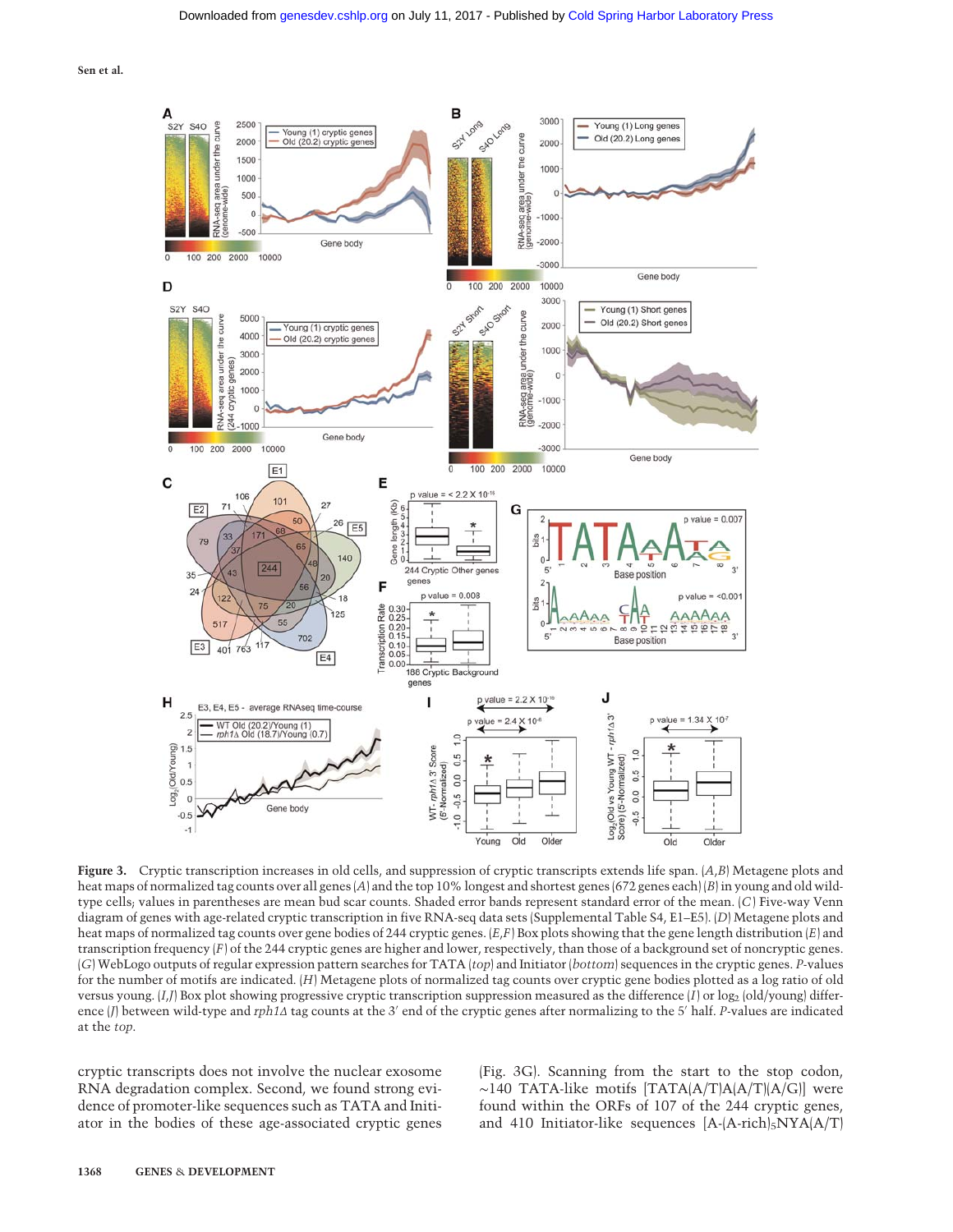**Figure 3.** Cryptic transcription increases in old cells, and suppression of cryptic transcripts extends life span. (*A*,*B*) Metagene plots and heat maps of normalized tag counts over all genes (*A*) and the top 10% longest and shortest genes (672 genes each) (*B*) in young and old wild-type cells; values in parentheses are mean bud scar counts. Shaded error bands represent standard error of the mean. (*C*) Five-way Venn diagram of genes with age-related cryptic transcription in five RNA-seq data sets (Supplemental Table S4, E1–E5). (*D*) Metagene plots and heat maps of normalized tag counts over gene bodies of 244 cryptic genes. (*E*,*F*) Box plots showing that the gene length distribution (*E*) and transcription frequency (*F*) of the 244 cryptic genes are higher and lower, respectively, than those of a background set of noncryptic genes. (*G*) WebLogo outputs of regular expression pattern searches for TATA (*top*) and Initiator (*bottom*) sequences in the cryptic genes. *P*-values for the number of motifs are indicated. (*H*) Metagene plots of normalized tag counts over cryptic gene bodies plotted as a log ratio of old versus young. (*I*,*J*) Box plot showing progressive cryptic transcription suppression measured as the difference (*I*) or $\log_2$ (old/young) difference (*J*) between wild-type and *rph1Δ* tag counts at the 3′ end of the cryptic genes after normalizing to the 5′ half. *P*-values are indicated at the *top*.

cryptic transcripts does not involve the nuclear exosome RNA degradation complex. Second, we found strong evidence of promoter-like sequences such as TATA and Initiator in the bodies of these age-associated cryptic genes (Fig. 3G). Scanning from the start to the stop codon, ~140 TATA-like motifs [TATA(A/T)A(A/T)(A/G)] were found within the ORFs of 107 of the 244 cryptic genes, and 410 Initiator-like sequences [A-(A-rich)$_5$NYA(A/T)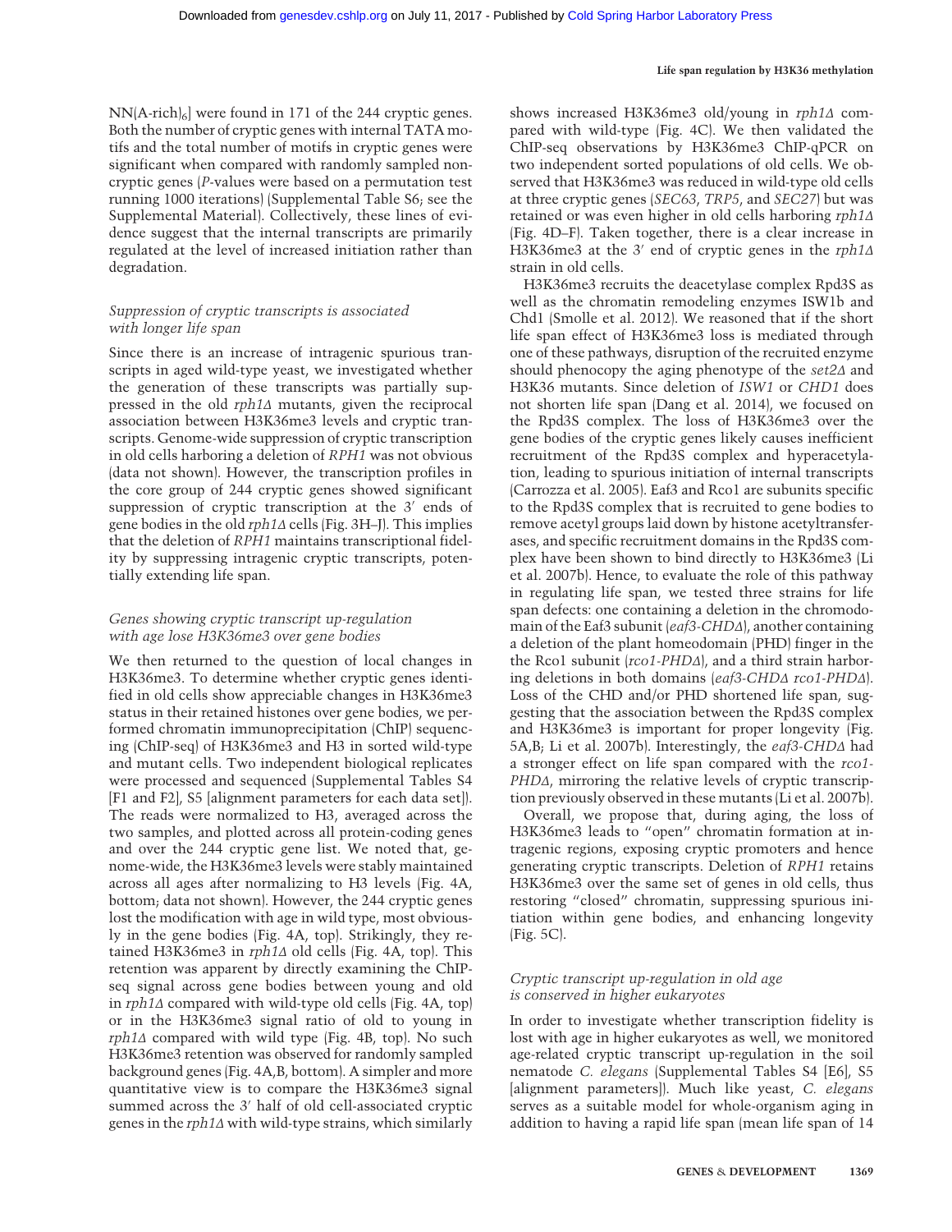NN(A-rich)$_6$] were found in 171 of the 244 cryptic genes. Both the number of cryptic genes with internal TATA motifs and the total number of motifs in cryptic genes were significant when compared with randomly sampled non-cryptic genes (*P*-values were based on a permutation test running 1000 iterations) (Supplemental Table S6; see the Supplemental Material). Collectively, these lines of evidence suggest that the internal transcripts are primarily regulated at the level of increased initiation rather than degradation.

### *Suppression of cryptic transcripts is associated with longer life span*

Since there is an increase of intragenic spurious transcripts in aged wild-type yeast, we investigated whether the generation of these transcripts was partially suppressed in the old *rph1Δ* mutants, given the reciprocal association between H3K36me3 levels and cryptic transcripts. Genome-wide suppression of cryptic transcription in old cells harboring a deletion of *RPH1* was not obvious (data not shown). However, the transcription profiles in the core group of 244 cryptic genes showed significant suppression of cryptic transcription at the 3′ ends of gene bodies in the old *rph1Δ* cells (Fig. 3H–J). This implies that the deletion of *RPH1* maintains transcriptional fidelity by suppressing intragenic cryptic transcripts, potentially extending life span.

### *Genes showing cryptic transcript up-regulation with age lose H3K36me3 over gene bodies*

We then returned to the question of local changes in H3K36me3. To determine whether cryptic genes identified in old cells show appreciable changes in H3K36me3 status in their retained histones over gene bodies, we performed chromatin immunoprecipitation (ChIP) sequencing (ChIP-seq) of H3K36me3 and H3 in sorted wild-type and mutant cells. Two independent biological replicates were processed and sequenced (Supplemental Tables S4 [F1 and F2], S5 [alignment parameters for each data set]). The reads were normalized to H3, averaged across the two samples, and plotted across all protein-coding genes and over the 244 cryptic gene list. We noted that, genome-wide, the H3K36me3 levels were stably maintained across all ages after normalizing to H3 levels (Fig. 4A, bottom; data not shown). However, the 244 cryptic genes lost the modification with age in wild type, most obviously in the gene bodies (Fig. 4A, top). Strikingly, they retained H3K36me3 in *rph1Δ* old cells (Fig. 4A, top). This retention was apparent by directly examining the ChIP-seq signal across gene bodies between young and old in *rph1Δ* compared with wild-type old cells (Fig. 4A, top) or in the H3K36me3 signal ratio of old to young in *rph1Δ* compared with wild type (Fig. 4B, top). No such H3K36me3 retention was observed for randomly sampled background genes (Fig. 4A,B, bottom). A simpler and more quantitative view is to compare the H3K36me3 signal summed across the 3′ half of old cell-associated cryptic genes in the *rph1Δ* with wild-type strains, which similarly shows increased H3K36me3 old/young in *rph1Δ* compared with wild-type (Fig. 4C). We then validated the ChIP-seq observations by H3K36me3 ChIP-qPCR on two independent sorted populations of old cells. We observed that H3K36me3 was reduced in wild-type old cells at three cryptic genes (*SEC63*, *TRP5*, and *SEC27*) but was retained or was even higher in old cells harboring *rph1Δ* (Fig. 4D–F). Taken together, there is a clear increase in H3K36me3 at the 3′ end of cryptic genes in the *rph1Δ* strain in old cells.

H3K36me3 recruits the deacetylase complex Rpd3S as well as the chromatin remodeling enzymes ISW1b and Chd1 (Smolle et al. 2012). We reasoned that if the short life span effect of H3K36me3 loss is mediated through one of these pathways, disruption of the recruited enzyme should phenocopy the aging phenotype of the *set2Δ* and H3K36 mutants. Since deletion of *ISW1* or *CHD1* does not shorten life span (Dang et al. 2014), we focused on the Rpd3S complex. The loss of H3K36me3 over the gene bodies of the cryptic genes likely causes inefficient recruitment of the Rpd3S complex and hyperacetylation, leading to spurious initiation of internal transcripts (Carrozza et al. 2005). Eaf3 and Rco1 are subunits specific to the Rpd3S complex that is recruited to gene bodies to remove acetyl groups laid down by histone acetyltransferases, and specific recruitment domains in the Rpd3S complex have been shown to bind directly to H3K36me3 (Li et al. 2007b). Hence, to evaluate the role of this pathway in regulating life span, we tested three strains for life span defects: one containing a deletion in the chromodomain of the Eaf3 subunit (*eaf3-CHDΔ*), another containing a deletion of the plant homeodomain (PHD) finger in the the Rco1 subunit (*rco1-PHDΔ*), and a third strain harboring deletions in both domains (*eaf3-CHDΔ rco1-PHDΔ*). Loss of the CHD and/or PHD shortened life span, suggesting that the association between the Rpd3S complex and H3K36me3 is important for proper longevity (Fig. 5A,B; Li et al. 2007b). Interestingly, the *eaf3-CHDΔ* had a stronger effect on life span compared with the *rco1-PHDΔ*, mirroring the relative levels of cryptic transcription previously observed in these mutants (Li et al. 2007b).

Overall, we propose that, during aging, the loss of H3K36me3 leads to "open" chromatin formation at intragenic regions, exposing cryptic promoters and hence generating cryptic transcripts. Deletion of *RPH1* retains H3K36me3 over the same set of genes in old cells, thus restoring "closed" chromatin, suppressing spurious initiation within gene bodies, and enhancing longevity (Fig. 5C).

### *Cryptic transcript up-regulation in old age is conserved in higher eukaryotes*

In order to investigate whether transcription fidelity is lost with age in higher eukaryotes as well, we monitored age-related cryptic transcript up-regulation in the soil nematode *C. elegans* (Supplemental Tables S4 [E6], S5 [alignment parameters]). Much like yeast, *C. elegans* serves as a suitable model for whole-organism aging in addition to having a rapid life span (mean life span of 14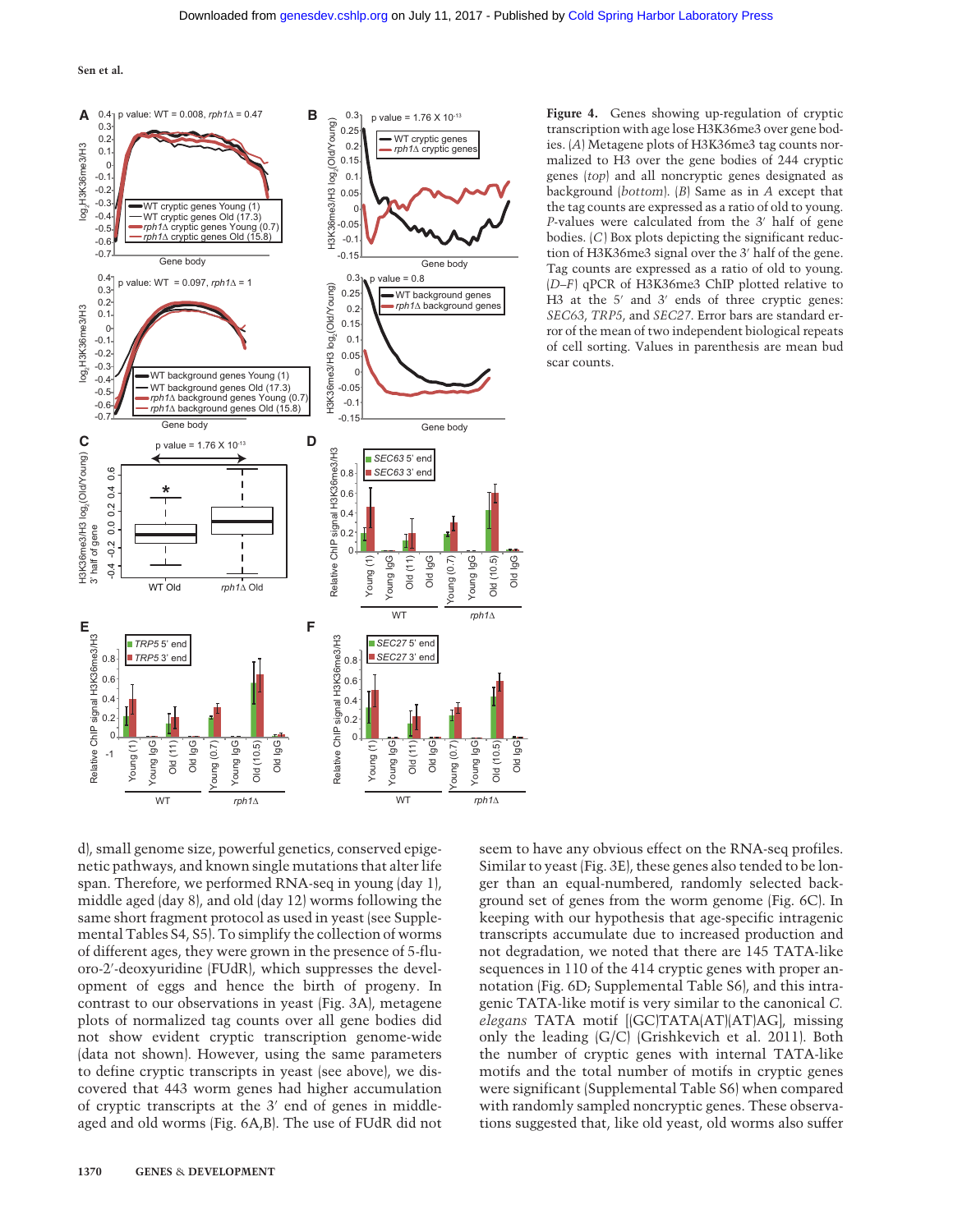Figure 4. Genes showing up-regulation of cryptic transcription with age lose H3K36me3 over gene bodies. (A) Metagene plots of H3K36me3 tag counts normalized to H3 over the gene bodies of 244 cryptic genes (top) and all noncryptic genes designated as background (bottom). (B) Same as in A except that the tag counts are expressed as a ratio of old to young. P-values were calculated from the 3′ half of gene bodies. (C) Box plots depicting the significant reduction of H3K36me3 signal over the 3′ half of the gene. Tag counts are expressed as a ratio of old to young. (D–F) qPCR of H3K36me3 ChIP plotted relative to H3 at the 5′ and 3′ ends of three cryptic genes: *SEC63*, *TRP5*, and *SEC27*. Error bars are standard error of the mean of two independent biological repeats of cell sorting. Values in parenthesis are mean bud scar counts.

d), small genome size, powerful genetics, conserved epigenetic pathways, and known single mutations that alter life span. Therefore, we performed RNA-seq in young (day 1), middle aged (day 8), and old (day 12) worms following the same short fragment protocol as used in yeast (see Supplemental Tables S4, S5). To simplify the collection of worms of different ages, they were grown in the presence of 5-fluoro-2′-deoxyuridine (FUdR), which suppresses the development of eggs and hence the birth of progeny. In contrast to our observations in yeast (Fig. 3A), metagene plots of normalized tag counts over all gene bodies did not show evident cryptic transcription genome-wide (data not shown). However, using the same parameters to define cryptic transcripts in yeast (see above), we discovered that 443 worm genes had higher accumulation of cryptic transcripts at the 3′ end of genes in middle-aged and old worms (Fig. 6A,B). The use of FUdR did not seem to have any obvious effect on the RNA-seq profiles. Similar to yeast (Fig. 3E), these genes also tended to be longer than an equal-numbered, randomly selected background set of genes from the worm genome (Fig. 6C). In keeping with our hypothesis that age-specific intragenic transcripts accumulate due to increased production and not degradation, we noted that there are 145 TATA-like sequences in 110 of the 414 cryptic genes with proper annotation (Fig. 6D; Supplemental Table S6), and this intragenic TATA-like motif is very similar to the canonical *C. elegans* TATA motif [(GC)TATA(AT)(AT)AG], missing only the leading (G/C) (Grishkevich et al. 2011). Both the number of cryptic genes with internal TATA-like motifs and the total number of motifs in cryptic genes were significant (Supplemental Table S6) when compared with randomly sampled noncryptic genes. These observations suggested that, like old yeast, old worms also suffer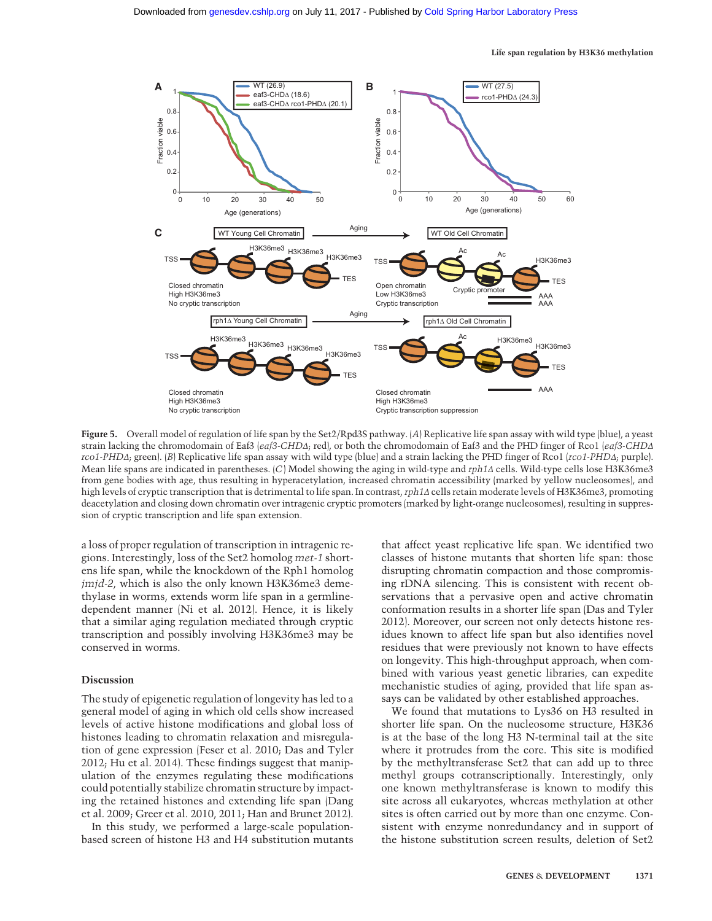Figure 5. Overall model of regulation of life span by the Set2/Rpd3S pathway. (*A*) Replicative life span assay with wild type (blue), a yeast strain lacking the chromodomain of Eaf3 (*eaf3-CHDΔ*; red), or both the chromodomain of Eaf3 and the PHD finger of Rco1 (*eaf3-CHDΔ rco1-PHDΔ*; green). (*B*) Replicative life span assay with wild type (blue) and a strain lacking the PHD finger of Rco1 (*rco1-PHDΔ*; purple). Mean life spans are indicated in parentheses. (*C*) Model showing the aging in wild-type and *rph1Δ* cells. Wild-type cells lose H3K36me3 from gene bodies with age, thus resulting in hyperacetylation, increased chromatin accessibility (marked by yellow nucleosomes), and high levels of cryptic transcription that is detrimental to life span. In contrast, *rph1Δ* cells retain moderate levels of H3K36me3, promoting deacetylation and closing down chromatin over intragenic cryptic promoters (marked by light-orange nucleosomes), resulting in suppression of cryptic transcription and life span extension.

a loss of proper regulation of transcription in intragenic regions. Interestingly, loss of the Set2 homolog *met-1* shortens life span, while the knockdown of the Rph1 homolog *jmjd-2*, which is also the only known H3K36me3 demethylase in worms, extends worm life span in a germline-dependent manner (Ni et al. 2012). Hence, it is likely that a similar aging regulation mediated through cryptic transcription and possibly involving H3K36me3 may be conserved in worms.

## Discussion

The study of epigenetic regulation of longevity has led to a general model of aging in which old cells show increased levels of active histone modifications and global loss of histones leading to chromatin relaxation and misregulation of gene expression (Feser et al. 2010; Das and Tyler 2012; Hu et al. 2014). These findings suggest that manipulation of the enzymes regulating these modifications could potentially stabilize chromatin structure by impacting the retained histones and extending life span (Dang et al. 2009; Greer et al. 2010, 2011; Han and Brunet 2012).

In this study, we performed a large-scale population-based screen of histone H3 and H4 substitution mutants that affect yeast replicative life span. We identified two classes of histone mutants that shorten life span: those disrupting chromatin compaction and those compromising rDNA silencing. This is consistent with recent observations that a pervasive open and active chromatin conformation results in a shorter life span (Das and Tyler 2012). Moreover, our screen not only detects histone residues known to affect life span but also identifies novel residues that were previously not known to have effects on longevity. This high-throughput approach, when combined with various yeast genetic libraries, can expedite mechanistic studies of aging, provided that life span assays can be validated by other established approaches.

We found that mutations to Lys36 on H3 resulted in shorter life span. On the nucleosome structure, H3K36 is at the base of the long H3 N-terminal tail at the site where it protrudes from the core. This site is modified by the methyltransferase Set2 that can add up to three methyl groups cotranscriptionally. Interestingly, only one known methyltransferase is known to modify this site across all eukaryotes, whereas methylation at other sites is often carried out by more than one enzyme. Consistent with enzyme nonredundancy and in support of the histone substitution screen results, deletion of Set2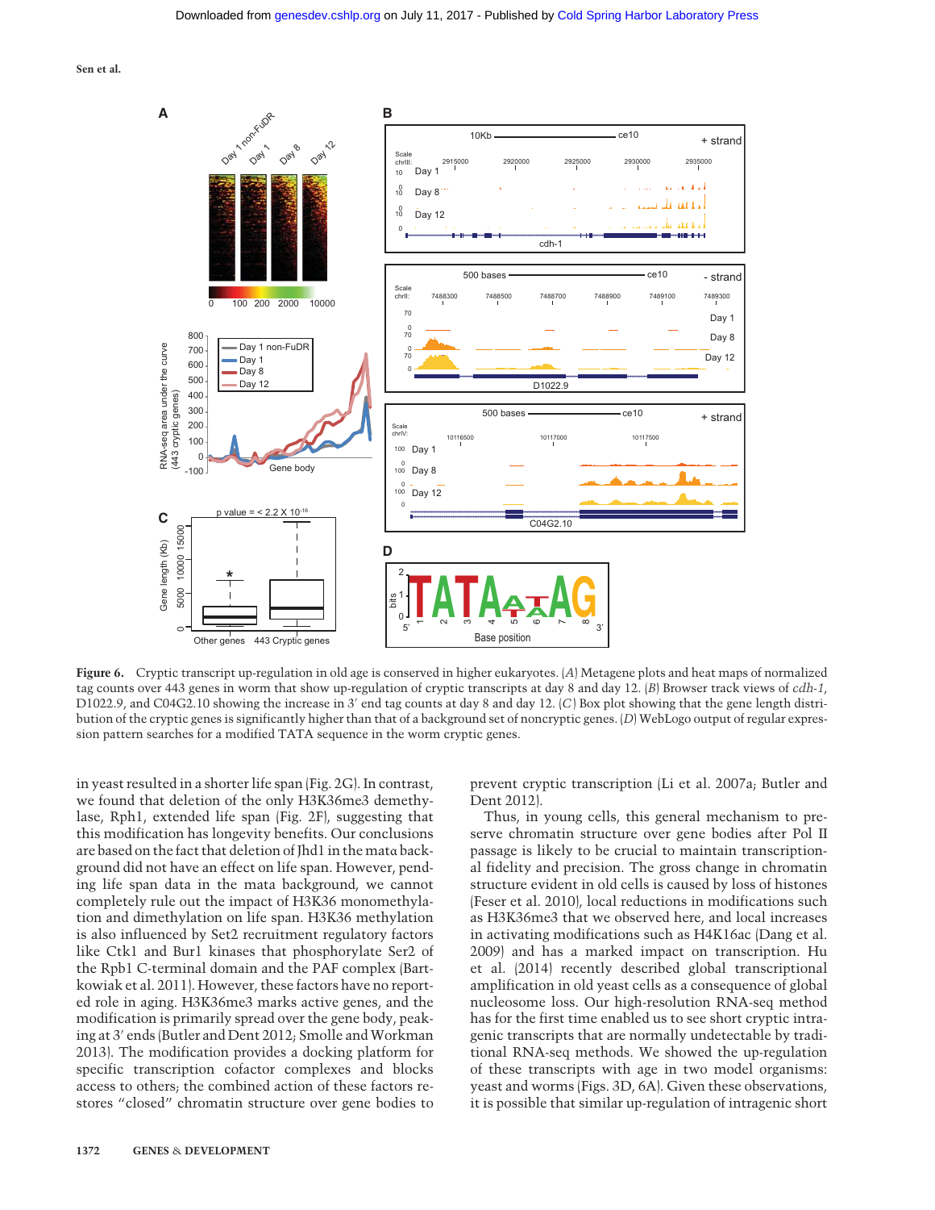**Figure 6.** Cryptic transcript up-regulation in old age is conserved in higher eukaryotes. (*A*) Metagene plots and heat maps of normalized tag counts over 443 genes in worm that show up-regulation of cryptic transcripts at day 8 and day 12. (*B*) Browser track views of *cdh-1*, D1022.9, and C04G2.10 showing the increase in 3′ end tag counts at day 8 and day 12. (*C*) Box plot showing that the gene length distribution of the cryptic genes is significantly higher than that of a background set of noncryptic genes. (*D*) WebLogo output of regular expression pattern searches for a modified TATA sequence in the worm cryptic genes.

in yeast resulted in a shorter life span (Fig. 2G). In contrast, we found that deletion of the only H3K36me3 demethylase, Rph1, extended life span (Fig. 2F), suggesting that this modification has longevity benefits. Our conclusions are based on the fact that deletion of Jhd1 in the mata background did not have an effect on life span. However, pending life span data in the mata background, we cannot completely rule out the impact of H3K36 monomethylation and dimethylation on life span. H3K36 methylation is also influenced by Set2 recruitment regulatory factors like Ctk1 and Bur1 kinases that phosphorylate Ser2 of the Rpb1 C-terminal domain and the PAF complex (Bartkowiak et al. 2011). However, these factors have no reported role in aging. H3K36me3 marks active genes, and the modification is primarily spread over the gene body, peaking at 3′ ends (Butler and Dent 2012; Smolle and Workman 2013). The modification provides a docking platform for specific transcription cofactor complexes and blocks access to others; the combined action of these factors restores "closed" chromatin structure over gene bodies to prevent cryptic transcription (Li et al. 2007a; Butler and Dent 2012).

Thus, in young cells, this general mechanism to preserve chromatin structure over gene bodies after Pol II passage is likely to be crucial to maintain transcriptional fidelity and precision. The gross change in chromatin structure evident in old cells is caused by loss of histones (Feser et al. 2010), local reductions in modifications such as H3K36me3 that we observed here, and local increases in activating modifications such as H4K16ac (Dang et al. 2009) and has a marked impact on transcription. Hu et al. (2014) recently described global transcriptional amplification in old yeast cells as a consequence of global nucleosome loss. Our high-resolution RNA-seq method has for the first time enabled us to see short cryptic intragenic transcripts that are normally undetectable by traditional RNA-seq methods. We showed the up-regulation of these transcripts with age in two model organisms: yeast and worms (Figs. 3D, 6A). Given these observations, it is possible that similar up-regulation of intragenic short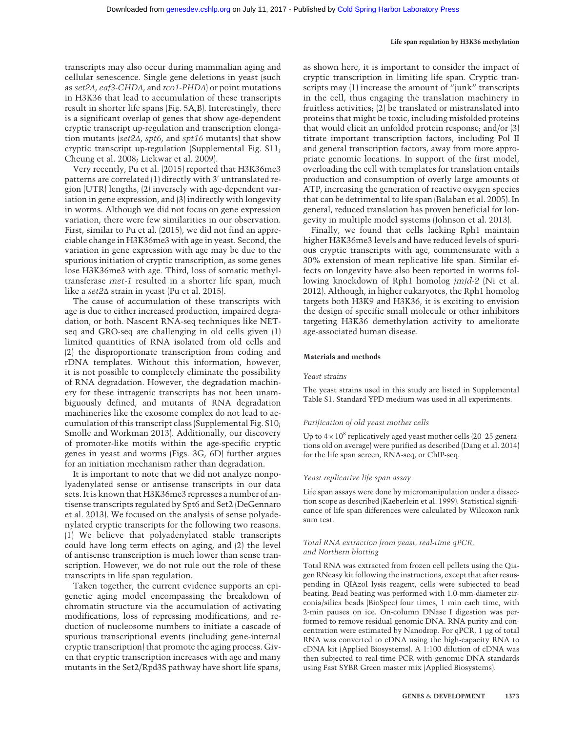transcripts may also occur during mammalian aging and cellular senescence. Single gene deletions in yeast (such as *set2Δ*, *eaf3-CHDΔ*, and *rco1-PHDΔ*) or point mutations in H3K36 that lead to accumulation of these transcripts result in shorter life spans (Fig. 5A,B). Interestingly, there is a significant overlap of genes that show age-dependent cryptic transcript up-regulation and transcription elongation mutants (*set2Δ*, *spt6*, and *spt16* mutants) that show cryptic transcript up-regulation (Supplemental Fig. S11; Cheung et al. 2008; Lickwar et al. 2009).

Very recently, Pu et al. (2015) reported that H3K36me3 patterns are correlated (1) directly with 3′ untranslated region (UTR) lengths, (2) inversely with age-dependent variation in gene expression, and (3) indirectly with longevity in worms. Although we did not focus on gene expression variation, there were few similarities in our observation. First, similar to Pu et al. (2015), we did not find an appreciable change in H3K36me3 with age in yeast. Second, the variation in gene expression with age may be due to the spurious initiation of cryptic transcription, as some genes lose H3K36me3 with age. Third, loss of somatic methyltransferase *met-1* resulted in a shorter life span, much like a *set2Δ* strain in yeast (Pu et al. 2015).

The cause of accumulation of these transcripts with age is due to either increased production, impaired degradation, or both. Nascent RNA-seq techniques like NET-seq and GRO-seq are challenging in old cells given (1) limited quantities of RNA isolated from old cells and (2) the disproportionate transcription from coding and rDNA templates. Without this information, however, it is not possible to completely eliminate the possibility of RNA degradation. However, the degradation machinery for these intragenic transcripts has not been unambiguously defined, and mutants of RNA degradation machineries like the exosome complex do not lead to accumulation of this transcript class (Supplemental Fig. S10; Smolle and Workman 2013). Additionally, our discovery of promoter-like motifs within the age-specific cryptic genes in yeast and worms (Figs. 3G, 6D) further argues for an initiation mechanism rather than degradation.

It is important to note that we did not analyze nonpolyadenylated sense or antisense transcripts in our data sets. It is known that H3K36me3 represses a number of antisense transcripts regulated by Spt6 and Set2 (DeGennaro et al. 2013). We focused on the analysis of sense polyadenylated cryptic transcripts for the following two reasons. (1) We believe that polyadenylated stable transcripts could have long term effects on aging, and (2) the level of antisense transcription is much lower than sense transcription. However, we do not rule out the role of these transcripts in life span regulation.

Taken together, the current evidence supports an epigenetic aging model encompassing the breakdown of chromatin structure via the accumulation of activating modifications, loss of repressing modifications, and reduction of nucleosome numbers to initiate a cascade of spurious transcriptional events (including gene-internal cryptic transcription) that promote the aging process. Given that cryptic transcription increases with age and many mutants in the Set2/Rpd3S pathway have short life spans, as shown here, it is important to consider the impact of cryptic transcription in limiting life span. Cryptic transcripts may (1) increase the amount of "junk" transcripts in the cell, thus engaging the translation machinery in fruitless activities; (2) be translated or mistranslated into proteins that might be toxic, including misfolded proteins that would elicit an unfolded protein response; and/or (3) titrate important transcription factors, including Pol II and general transcription factors, away from more appropriate genomic locations. In support of the first model, overloading the cell with templates for translation entails production and consumption of overly large amounts of ATP, increasing the generation of reactive oxygen species that can be detrimental to life span (Balaban et al. 2005). In general, reduced translation has proven beneficial for longevity in multiple model systems (Johnson et al. 2013).

Finally, we found that cells lacking Rph1 maintain higher H3K36me3 levels and have reduced levels of spurious cryptic transcripts with age, commensurate with a 30% extension of mean replicative life span. Similar effects on longevity have also been reported in worms following knockdown of Rph1 homolog *jmjd-2* (Ni et al. 2012). Although, in higher eukaryotes, the Rph1 homolog targets both H3K9 and H3K36, it is exciting to envision the design of specific small molecule or other inhibitors targeting H3K36 demethylation activity to ameliorate age-associated human disease.

## Materials and methods

### Yeast strains

The yeast strains used in this study are listed in Supplemental Table S1. Standard YPD medium was used in all experiments.

### Purification of old yeast mother cells

Up to $4 \times 10^8$ replicatively aged yeast mother cells (20–25 generations old on average) were purified as described (Dang et al. 2014) for the life span screen, RNA-seq, or ChIP-seq.

### Yeast replicative life span assay

Life span assays were done by micromanipulation under a dissection scope as described (Kaeberlein et al. 1999). Statistical significance of life span differences were calculated by Wilcoxon rank sum test.

### Total RNA extraction from yeast, real-time qPCR, and Northern blotting

Total RNA was extracted from frozen cell pellets using the Qiagen RNeasy kit following the instructions, except that after resuspending in QIAzol lysis reagent, cells were subjected to bead beating. Bead beating was performed with 1.0-mm-diameter zirconia/silica beads (BioSpec) four times, 1 min each time, with 2-min pauses on ice. On-column DNase I digestion was performed to remove residual genomic DNA. RNA purity and concentration were estimated by Nanodrop. For qPCR, 1 µg of total RNA was converted to cDNA using the high-capacity RNA to cDNA kit (Applied Biosystems). A 1:100 dilution of cDNA was then subjected to real-time PCR with genomic DNA standards using Fast SYBR Green master mix (Applied Biosystems).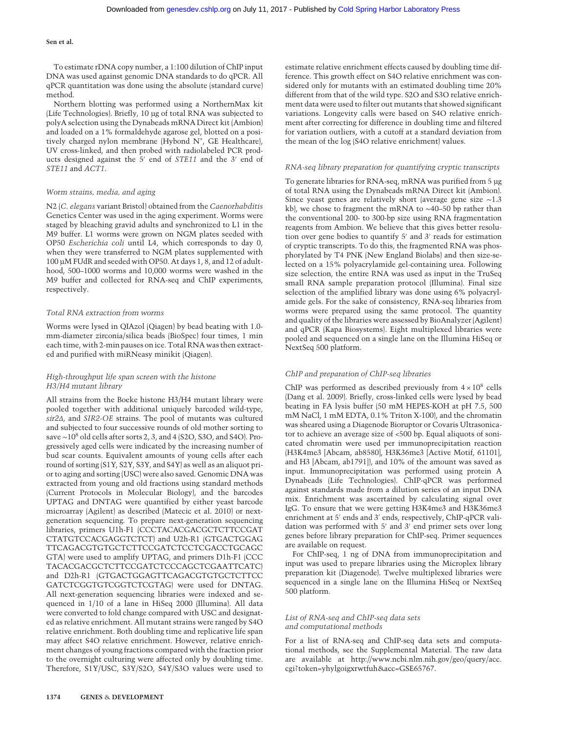To estimate rDNA copy number, a 1:100 dilution of ChIP input DNA was used against genomic DNA standards to do qPCR. All qPCR quantitation was done using the absolute (standard curve) method.

Northern blotting was performed using a NorthernMax kit (Life Technologies). Briefly, 10 µg of total RNA was subjected to polyA selection using the Dynabeads mRNA Direct kit (Ambion) and loaded on a 1% formaldehyde agarose gel, blotted on a positively charged nylon membrane (Hybond N+, GE Healthcare), UV cross-linked, and then probed with radiolabeled PCR products designed against the 5′ end of *STE11* and the 3′ end of *STE11* and *ACT1*.

### *Worm strains, media, and aging*

N2 (*C. elegans* variant Bristol) obtained from the *Caenorhabditis* Genetics Center was used in the aging experiment. Worms were staged by bleaching gravid adults and synchronized to L1 in the M9 buffer. L1 worms were grown on NGM plates seeded with OP50 *Escherichia coli* until L4, which corresponds to day 0, when they were transferred to NGM plates supplemented with 100 µM FUdR and seeded with OP50. At days 1, 8, and 12 of adulthood, 500–1000 worms and 10,000 worms were washed in the M9 buffer and collected for RNA-seq and ChIP experiments, respectively.

### *Total RNA extraction from worms*

Worms were lysed in QIAzol (Qiagen) by bead beating with 1.0-mm-diameter zirconia/silica beads (BioSpec) four times, 1 min each time, with 2-min pauses on ice. Total RNA was then extracted and purified with miRNeasy minikit (Qiagen).

### *High-throughput life span screen with the histone H3/H4 mutant library*

All strains from the Boeke histone H3/H4 mutant library were pooled together with additional uniquely barcoded wild-type, *sir2Δ*, and *SIR2-OE* strains. The pool of mutants was cultured and subjected to four successive rounds of old mother sorting to save ~$10^8$ old cells after sorts 2, 3, and 4 (S2O, S3O, and S4O). Progressively aged cells were indicated by the increasing number of bud scar counts. Equivalent amounts of young cells after each round of sorting (S1Y, S2Y, S3Y, and S4Y) as well as an aliquot prior to aging and sorting (USC) were also saved. Genomic DNA was extracted from young and old fractions using standard methods (Current Protocols in Molecular Biology), and the barcodes UPTAG and DNTAG were quantified by either yeast barcode microarray (Agilent) as described (Matecic et al. 2010) or next-generation sequencing. To prepare next-generation sequencing libraries, primers U1h-F1 (CCCTACACGACGCTCTTCCGAT CTATGTCCACGAGGTCTCT) and U2h-R1 (GTGACTGGAG TTCAGACGTGTGCTCTTCCGATCTCCTCGACCTGCAGC GTA) were used to amplify UPTAG, and primers D1h-F1 (CCC TACACGACGCTCTTCCGATCTCCCAGCTCGAATTCATC) and D2h-R1 (GTGACTGGAGTTCAGACGTGTGCTCTTCC GATCTCGGTGTCGGTCTCGTAG) were used for DNTAG. All next-generation sequencing libraries were indexed and sequenced in 1/10 of a lane in HiSeq 2000 (Illumina). All data were converted to fold change compared with USC and designated as relative enrichment. All mutant strains were ranged by S4O relative enrichment. Both doubling time and replicative life span may affect S4O relative enrichment. However, relative enrichment changes of young fractions compared with the fraction prior to the overnight culturing were affected only by doubling time. Therefore, S1Y/USC, S3Y/S2O, S4Y/S3O values were used to estimate relative enrichment effects caused by doubling time difference. This growth effect on S4O relative enrichment was considered only for mutants with an estimated doubling time 20% different from that of the wild type. S2O and S3O relative enrichment data were used to filter out mutants that showed significant variations. Longevity calls were based on S4O relative enrichment after correcting for difference in doubling time and filtered for variation outliers, with a cutoff at a standard deviation from the mean of the log (S4O relative enrichment) values.

### *RNA-seq library preparation for quantifying cryptic transcripts*

To generate libraries for RNA-seq, mRNA was purified from 5 µg of total RNA using the Dynabeads mRNA Direct kit (Ambion). Since yeast genes are relatively short (average gene size ~1.3 kb), we chose to fragment the mRNA to ~40–50 bp rather than the conventional 200- to 300-bp size using RNA fragmentation reagents from Ambion. We believe that this gives better resolution over gene bodies to quantify 5′ and 3′ reads for estimation of cryptic transcripts. To do this, the fragmented RNA was phosphorylated by T4 PNK (New England Biolabs) and then size-selected on a 15% polyacrylamide gel-containing urea. Following size selection, the entire RNA was used as input in the TruSeq small RNA sample preparation protocol (Illumina). Final size selection of the amplified library was done using 6% polyacrylamide gels. For the sake of consistency, RNA-seq libraries from worms were prepared using the same protocol. The quantity and quality of the libraries were assessed by BioAnalyzer (Agilent) and qPCR (Kapa Biosystems). Eight multiplexed libraries were pooled and sequenced on a single lane on the Illumina HiSeq or NextSeq 500 platform.

### *ChIP and preparation of ChIP-seq libraries*

ChIP was performed as described previously from $4 \times 10^8$ cells (Dang et al. 2009). Briefly, cross-linked cells were lysed by bead beating in FA lysis buffer (50 mM HEPES-KOH at pH 7.5, 500 mM NaCl, 1 mM EDTA, 0.1% Triton X-100), and the chromatin was sheared using a Diagenode Bioruptor or Covaris Ultrasonicator to achieve an average size of <500 bp. Equal aliquots of sonicated chromatin were used per immunoprecipitation reaction (H3K4me3 [Abcam, ab8580], H3K36me3 [Active Motif, 61101], and H3 [Abcam, ab1791]), and 10% of the amount was saved as input. Immunoprecipitation was performed using protein A Dynabeads (Life Technologies). ChIP-qPCR was performed against standards made from a dilution series of an input DNA mix. Enrichment was ascertained by calculating signal over IgG. To ensure that we were getting H3K4me3 and H3K36me3 enrichment at 5′ ends and 3′ ends, respectively, ChIP-qPCR validation was performed with 5′ and 3′ end primer sets over long genes before library preparation for ChIP-seq. Primer sequences are available on request.

For ChIP-seq, 1 ng of DNA from immunoprecipitation and input was used to prepare libraries using the Microplex library preparation kit (Diagenode). Twelve multiplexed libraries were sequenced in a single lane on the Illumina HiSeq or NextSeq 500 platform.

### *List of RNA-seq and ChIP-seq data sets and computational methods*

For a list of RNA-seq and ChIP-seq data sets and computational methods, see the Supplemental Material. The raw data are available at http://www.ncbi.nlm.nih.gov/geo/query/acc.cgi?token=yhylgoigxrwtfuh&acc=GSE65767.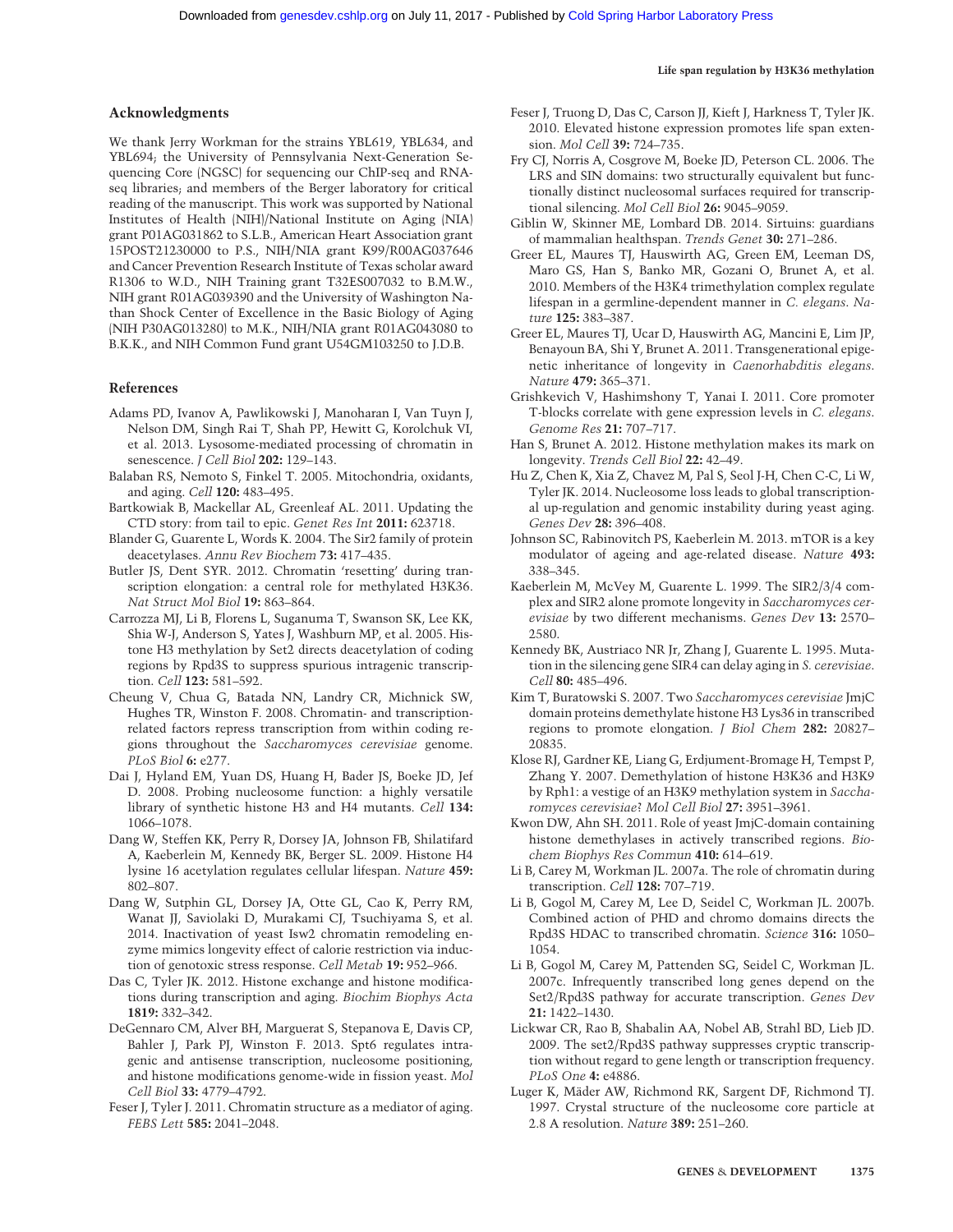## Acknowledgments

We thank Jerry Workman for the strains YBL619, YBL634, and YBL694; the University of Pennsylvania Next-Generation Sequencing Core (NGSC) for sequencing our ChIP-seq and RNA-seq libraries; and members of the Berger laboratory for critical reading of the manuscript. This work was supported by National Institutes of Health (NIH)/National Institute on Aging (NIA) grant P01AG031862 to S.L.B., American Heart Association grant 15POST21230000 to P.S., NIH/NIA grant K99/R00AG037646 and Cancer Prevention Research Institute of Texas scholar award R1306 to W.D., NIH Training grant T32ES007032 to B.M.W., NIH grant R01AG039390 and the University of Washington Nathan Shock Center of Excellence in the Basic Biology of Aging (NIH P30AG013280) to M.K., NIH/NIA grant R01AG043080 to B.K.K., and NIH Common Fund grant U54GM103250 to J.D.B.

## References

Adams PD, Ivanov A, Pawlikowski J, Manoharan I, Van Tuyn J, Nelson DM, Singh Rai T, Shah PP, Hewitt G, Korolchuk VI, et al. 2013. Lysosome-mediated processing of chromatin in senescence. *J Cell Biol* **202:** 129–143.

Balaban RS, Nemoto S, Finkel T. 2005. Mitochondria, oxidants, and aging. *Cell* **120:** 483–495.

Bartkowiak B, Mackellar AL, Greenleaf AL. 2011. Updating the CTD story: from tail to epic. *Genet Res Int* **2011:** 623718.

Blander G, Guarente L, Words K. 2004. The Sir2 family of protein deacetylases. *Annu Rev Biochem* **73:** 417–435.

Butler JS, Dent SYR. 2012. Chromatin 'resetting' during transcription elongation: a central role for methylated H3K36. *Nat Struct Mol Biol* **19:** 863–864.

Carrozza MJ, Li B, Florens L, Suganuma T, Swanson SK, Lee KK, Shia W-J, Anderson S, Yates J, Washburn MP, et al. 2005. Histone H3 methylation by Set2 directs deacetylation of coding regions by Rpd3S to suppress spurious intragenic transcription. *Cell* **123:** 581–592.

Cheung V, Chua G, Batada NN, Landry CR, Michnick SW, Hughes TR, Winston F. 2008. Chromatin- and transcription-related factors repress transcription from within coding regions throughout the *Saccharomyces cerevisiae* genome. *PLoS Biol* **6:** e277.

Dai J, Hyland EM, Yuan DS, Huang H, Bader JS, Boeke JD, Jef D. 2008. Probing nucleosome function: a highly versatile library of synthetic histone H3 and H4 mutants. *Cell* **134:** 1066–1078.

Dang W, Steffen KK, Perry R, Dorsey JA, Johnson FB, Shilatifard A, Kaeberlein M, Kennedy BK, Berger SL. 2009. Histone H4 lysine 16 acetylation regulates cellular lifespan. *Nature* **459:** 802–807.

Dang W, Sutphin GL, Dorsey JA, Otte GL, Cao K, Perry RM, Wanat JJ, Saviolaki D, Murakami CJ, Tsuchiyama S, et al. 2014. Inactivation of yeast Isw2 chromatin remodeling enzyme mimics longevity effect of calorie restriction via induction of genotoxic stress response. *Cell Metab* **19:** 952–966.

Das C, Tyler JK. 2012. Histone exchange and histone modifications during transcription and aging. *Biochim Biophys Acta* **1819:** 332–342.

DeGennaro CM, Alver BH, Marguerat S, Stepanova E, Davis CP, Bahler J, Park PJ, Winston F. 2013. Spt6 regulates intragenic and antisense transcription, nucleosome positioning, and histone modifications genome-wide in fission yeast. *Mol Cell Biol* **33:** 4779–4792.

Feser J, Tyler J. 2011. Chromatin structure as a mediator of aging. *FEBS Lett* **585:** 2041–2048.

Feser J, Truong D, Das C, Carson JJ, Kieft J, Harkness T, Tyler JK. 2010. Elevated histone expression promotes life span extension. *Mol Cell* **39:** 724–735.

Fry CJ, Norris A, Cosgrove M, Boeke JD, Peterson CL. 2006. The LRS and SIN domains: two structurally equivalent but functionally distinct nucleosomal surfaces required for transcriptional silencing. *Mol Cell Biol* **26:** 9045–9059.

Giblin W, Skinner ME, Lombard DB. 2014. Sirtuins: guardians of mammalian healthspan. *Trends Genet* **30:** 271–286.

Greer EL, Maures TJ, Hauswirth AG, Green EM, Leeman DS, Maro GS, Han S, Banko MR, Gozani O, Brunet A, et al. 2010. Members of the H3K4 trimethylation complex regulate lifespan in a germline-dependent manner in *C. elegans*. *Nature* **125:** 383–387.

Greer EL, Maures TJ, Ucar D, Hauswirth AG, Mancini E, Lim JP, Benayoun BA, Shi Y, Brunet A. 2011. Transgenerational epigenetic inheritance of longevity in *Caenorhabditis elegans*. *Nature* **479:** 365–371.

Grishkevich V, Hashimshony T, Yanai I. 2011. Core promoter T-blocks correlate with gene expression levels in *C. elegans*. *Genome Res* **21:** 707–717.

Han S, Brunet A. 2012. Histone methylation makes its mark on longevity. *Trends Cell Biol* **22:** 42–49.

Hu Z, Chen K, Xia Z, Chavez M, Pal S, Seol J-H, Chen C-C, Li W, Tyler JK. 2014. Nucleosome loss leads to global transcriptional up-regulation and genomic instability during yeast aging. *Genes Dev* **28:** 396–408.

Johnson SC, Rabinovitch PS, Kaeberlein M. 2013. mTOR is a key modulator of ageing and age-related disease. *Nature* **493:** 338–345.

Kaeberlein M, McVey M, Guarente L. 1999. The SIR2/3/4 complex and SIR2 alone promote longevity in *Saccharomyces cerevisiae* by two different mechanisms. *Genes Dev* **13:** 2570–2580.

Kennedy BK, Austriaco NR Jr, Zhang J, Guarente L. 1995. Mutation in the silencing gene SIR4 can delay aging in *S. cerevisiae*. *Cell* **80:** 485–496.

Kim T, Buratowski S. 2007. Two *Saccharomyces cerevisiae* JmjC domain proteins demethylate histone H3 Lys36 in transcribed regions to promote elongation. *J Biol Chem* **282:** 20827–20835.

Klose RJ, Gardner KE, Liang G, Erdjument-Bromage H, Tempst P, Zhang Y. 2007. Demethylation of histone H3K36 and H3K9 by Rph1: a vestige of an H3K9 methylation system in *Saccharomyces cerevisiae*? *Mol Cell Biol* **27:** 3951–3961.

Kwon DW, Ahn SH. 2011. Role of yeast JmjC-domain containing histone demethylases in actively transcribed regions. *Biochem Biophys Res Commun* **410:** 614–619.

Li B, Carey M, Workman JL. 2007a. The role of chromatin during transcription. *Cell* **128:** 707–719.

Li B, Gogol M, Carey M, Lee D, Seidel C, Workman JL. 2007b. Combined action of PHD and chromo domains directs the Rpd3S HDAC to transcribed chromatin. *Science* **316:** 1050–1054.

Li B, Gogol M, Carey M, Pattenden SG, Seidel C, Workman JL. 2007c. Infrequently transcribed long genes depend on the Set2/Rpd3S pathway for accurate transcription. *Genes Dev* **21:** 1422–1430.

Lickwar CR, Rao B, Shabalin AA, Nobel AB, Strahl BD, Lieb JD. 2009. The set2/Rpd3S pathway suppresses cryptic transcription without regard to gene length or transcription frequency. *PLoS One* **4:** e4886.

Luger K, Mäder AW, Richmond RK, Sargent DF, Richmond TJ. 1997. Crystal structure of the nucleosome core particle at 2.8 A resolution. *Nature* **389:** 251–260.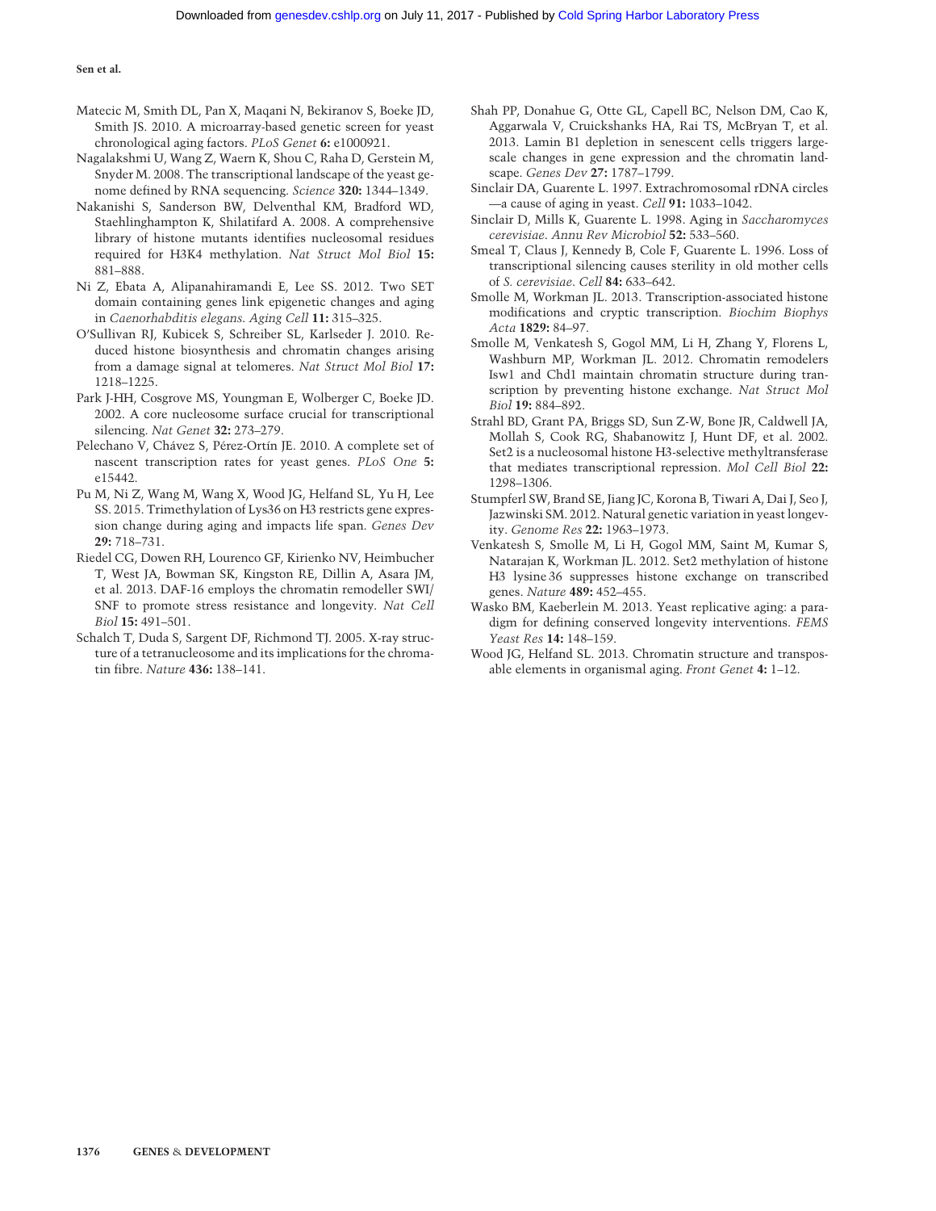Matecic M, Smith DL, Pan X, Maqani N, Bekiranov S, Boeke JD, Smith JS. 2010. A microarray-based genetic screen for yeast chronological aging factors. *PLoS Genet* **6:** e1000921.

Nagalakshmi U, Wang Z, Waern K, Shou C, Raha D, Gerstein M, Snyder M. 2008. The transcriptional landscape of the yeast genome defined by RNA sequencing. *Science* **320:** 1344–1349.

Nakanishi S, Sanderson BW, Delventhal KM, Bradford WD, Staehlinghampton K, Shilatifard A. 2008. A comprehensive library of histone mutants identifies nucleosomal residues required for H3K4 methylation. *Nat Struct Mol Biol* **15:** 881–888.

Ni Z, Ebata A, Alipanahiramandi E, Lee SS. 2012. Two SET domain containing genes link epigenetic changes and aging in *Caenorhabditis elegans*. *Aging Cell* **11:** 315–325.

O'Sullivan RJ, Kubicek S, Schreiber SL, Karlseder J. 2010. Reduced histone biosynthesis and chromatin changes arising from a damage signal at telomeres. *Nat Struct Mol Biol* **17:** 1218–1225.

Park J-HH, Cosgrove MS, Youngman E, Wolberger C, Boeke JD. 2002. A core nucleosome surface crucial for transcriptional silencing. *Nat Genet* **32:** 273–279.

Pelechano V, Chávez S, Pérez-Ortín JE. 2010. A complete set of nascent transcription rates for yeast genes. *PLoS One* **5:** e15442.

Pu M, Ni Z, Wang M, Wang X, Wood JG, Helfand SL, Yu H, Lee SS. 2015. Trimethylation of Lys36 on H3 restricts gene expression change during aging and impacts life span. *Genes Dev* **29:** 718–731.

Riedel CG, Dowen RH, Lourenco GF, Kirienko NV, Heimbucher T, West JA, Bowman SK, Kingston RE, Dillin A, Asara JM, et al. 2013. DAF-16 employs the chromatin remodeller SWI/SNF to promote stress resistance and longevity. *Nat Cell Biol* **15:** 491–501.

Schalch T, Duda S, Sargent DF, Richmond TJ. 2005. X-ray structure of a tetranucleosome and its implications for the chromatin fibre. *Nature* **436:** 138–141.

Shah PP, Donahue G, Otte GL, Capell BC, Nelson DM, Cao K, Aggarwala V, Cruickshanks HA, Rai TS, McBryan T, et al. 2013. Lamin B1 depletion in senescent cells triggers large-scale changes in gene expression and the chromatin landscape. *Genes Dev* **27:** 1787–1799.

Sinclair DA, Guarente L. 1997. Extrachromosomal rDNA circles—a cause of aging in yeast. *Cell* **91:** 1033–1042.

Sinclair D, Mills K, Guarente L. 1998. Aging in *Saccharomyces cerevisiae*. *Annu Rev Microbiol* **52:** 533–560.

Smeal T, Claus J, Kennedy B, Cole F, Guarente L. 1996. Loss of transcriptional silencing causes sterility in old mother cells of *S. cerevisiae*. *Cell* **84:** 633–642.

Smolle M, Workman JL. 2013. Transcription-associated histone modifications and cryptic transcription. *Biochim Biophys Acta* **1829:** 84–97.

Smolle M, Venkatesh S, Gogol MM, Li H, Zhang Y, Florens L, Washburn MP, Workman JL. 2012. Chromatin remodelers Isw1 and Chd1 maintain chromatin structure during transcription by preventing histone exchange. *Nat Struct Mol Biol* **19:** 884–892.

Strahl BD, Grant PA, Briggs SD, Sun Z-W, Bone JR, Caldwell JA, Mollah S, Cook RG, Shabanowitz J, Hunt DF, et al. 2002. Set2 is a nucleosomal histone H3-selective methyltransferase that mediates transcriptional repression. *Mol Cell Biol* **22:** 1298–1306.

Stumpferl SW, Brand SE, Jiang JC, Korona B, Tiwari A, Dai J, Seo J, Jazwinski SM. 2012. Natural genetic variation in yeast longevity. *Genome Res* **22:** 1963–1973.

Venkatesh S, Smolle M, Li H, Gogol MM, Saint M, Kumar S, Natarajan K, Workman JL. 2012. Set2 methylation of histone H3 lysine 36 suppresses histone exchange on transcribed genes. *Nature* **489:** 452–455.

Wasko BM, Kaeberlein M. 2013. Yeast replicative aging: a paradigm for defining conserved longevity interventions. *FEMS Yeast Res* **14:** 148–159.

Wood JG, Helfand SL. 2013. Chromatin structure and transposable elements in organismal aging. *Front Genet* **4:** 1–12.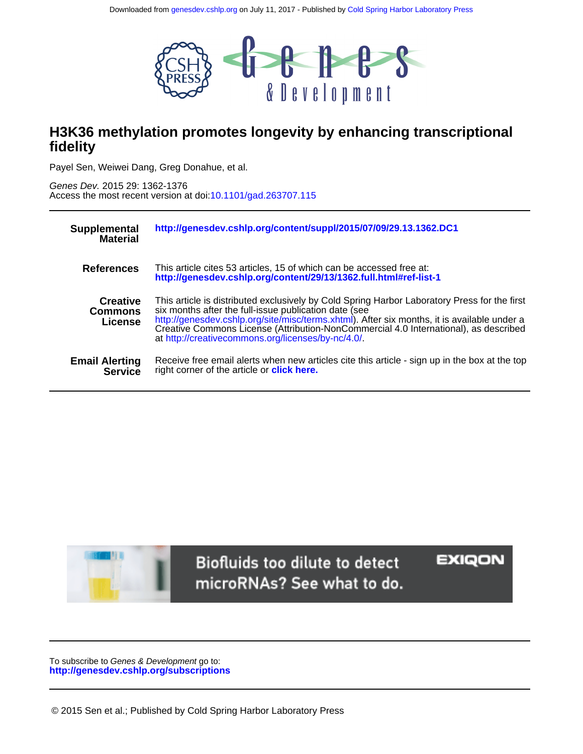Downloaded from genesdev.cshlp.org on July 11, 2017 - Published by Cold Spring Harbor Laboratory Press

# H3K36 methylation promotes longevity by enhancing transcriptional fidelity

Payel Sen, Weiwei Dang, Greg Donahue, et al.

*Genes Dev.* 2015 29: 1362-1376
Access the most recent version at doi:10.1101/gad.263707.115

| | |
|---|---|
| **Supplemental Material** | **http://genesdev.cshlp.org/content/suppl/2015/07/09/29.13.1362.DC1** |
| **References** | This article cites 53 articles, 15 of which can be accessed free at: **http://genesdev.cshlp.org/content/29/13/1362.full.html#ref-list-1** |
| **Creative Commons License** | This article is distributed exclusively by Cold Spring Harbor Laboratory Press for the first six months after the full-issue publication date (see http://genesdev.cshlp.org/site/misc/terms.xhtml). After six months, it is available under a Creative Commons License (Attribution-NonCommercial 4.0 International), as described at http://creativecommons.org/licenses/by-nc/4.0/. |
| **Email Alerting Service** | Receive free email alerts when new articles cite this article - sign up in the box at the top right corner of the article or **click here.** |

Biofluids too dilute to detect microRNAs? See what to do. EXIQON

To subscribe to *Genes & Development* go to:
**http://genesdev.cshlp.org/subscriptions**

© 2015 Sen et al.; Published by Cold Spring Harbor Laboratory Press